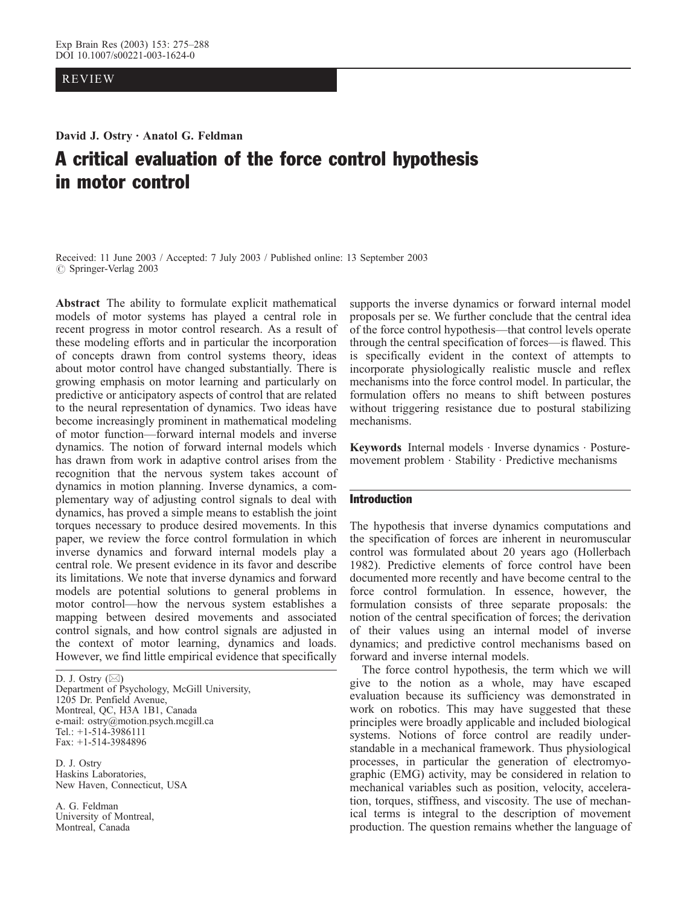REVIEW

**David J. Ostry · Anatol G. Feldman**

# A critical evaluation of the force control hypothesis in motor control

Received: 11 June 2003 / Accepted: 7 July 2003 / Published online: 13 September 2003
© Springer-Verlag 2003

**Abstract** The ability to formulate explicit mathematical models of motor systems has played a central role in recent progress in motor control research. As a result of these modeling efforts and in particular the incorporation of concepts drawn from control systems theory, ideas about motor control have changed substantially. There is growing emphasis on motor learning and particularly on predictive or anticipatory aspects of control that are related to the neural representation of dynamics. Two ideas have become increasingly prominent in mathematical modeling of motor function—forward internal models and inverse dynamics. The notion of forward internal models which has drawn from work in adaptive control arises from the recognition that the nervous system takes account of dynamics in motion planning. Inverse dynamics, a complementary way of adjusting control signals to deal with dynamics, has proved a simple means to establish the joint torques necessary to produce desired movements. In this paper, we review the force control formulation in which inverse dynamics and forward internal models play a central role. We present evidence in its favor and describe its limitations. We note that inverse dynamics and forward models are potential solutions to general problems in motor control—how the nervous system establishes a mapping between desired movements and associated control signals, and how control signals are adjusted in the context of motor learning, dynamics and loads. However, we find little empirical evidence that specifically supports the inverse dynamics or forward internal model proposals per se. We further conclude that the central idea of the force control hypothesis—that control levels operate through the central specification of forces—is flawed. This is specifically evident in the context of attempts to incorporate physiologically realistic muscle and reflex mechanisms into the force control model. In particular, the formulation offers no means to shift between postures without triggering resistance due to postural stabilizing mechanisms.

**Keywords** Internal models · Inverse dynamics · Posture-movement problem · Stability · Predictive mechanisms

D. J. Ostry (✉)
Department of Psychology, McGill University,
1205 Dr. Penfield Avenue,
Montreal, QC, H3A 1B1, Canada
e-mail: ostry@motion.psych.mcgill.ca
Tel.: +1-514-3986111
Fax: +1-514-3984896

D. J. Ostry
Haskins Laboratories,
New Haven, Connecticut, USA

A. G. Feldman
University of Montreal,
Montreal, Canada

## Introduction

The hypothesis that inverse dynamics computations and the specification of forces are inherent in neuromuscular control was formulated about 20 years ago (Hollerbach 1982). Predictive elements of force control have been documented more recently and have become central to the force control formulation. In essence, however, the formulation consists of three separate proposals: the notion of the central specification of forces; the derivation of their values using an internal model of inverse dynamics; and predictive control mechanisms based on forward and inverse internal models.

The force control hypothesis, the term which we will give to the notion as a whole, may have escaped evaluation because its sufficiency was demonstrated in work on robotics. This may have suggested that these principles were broadly applicable and included biological systems. Notions of force control are readily understandable in a mechanical framework. Thus physiological processes, in particular the generation of electromyographic (EMG) activity, may be considered in relation to mechanical variables such as position, velocity, acceleration, torques, stiffness, and viscosity. The use of mechanical terms is integral to the description of movement production. The question remains whether the language of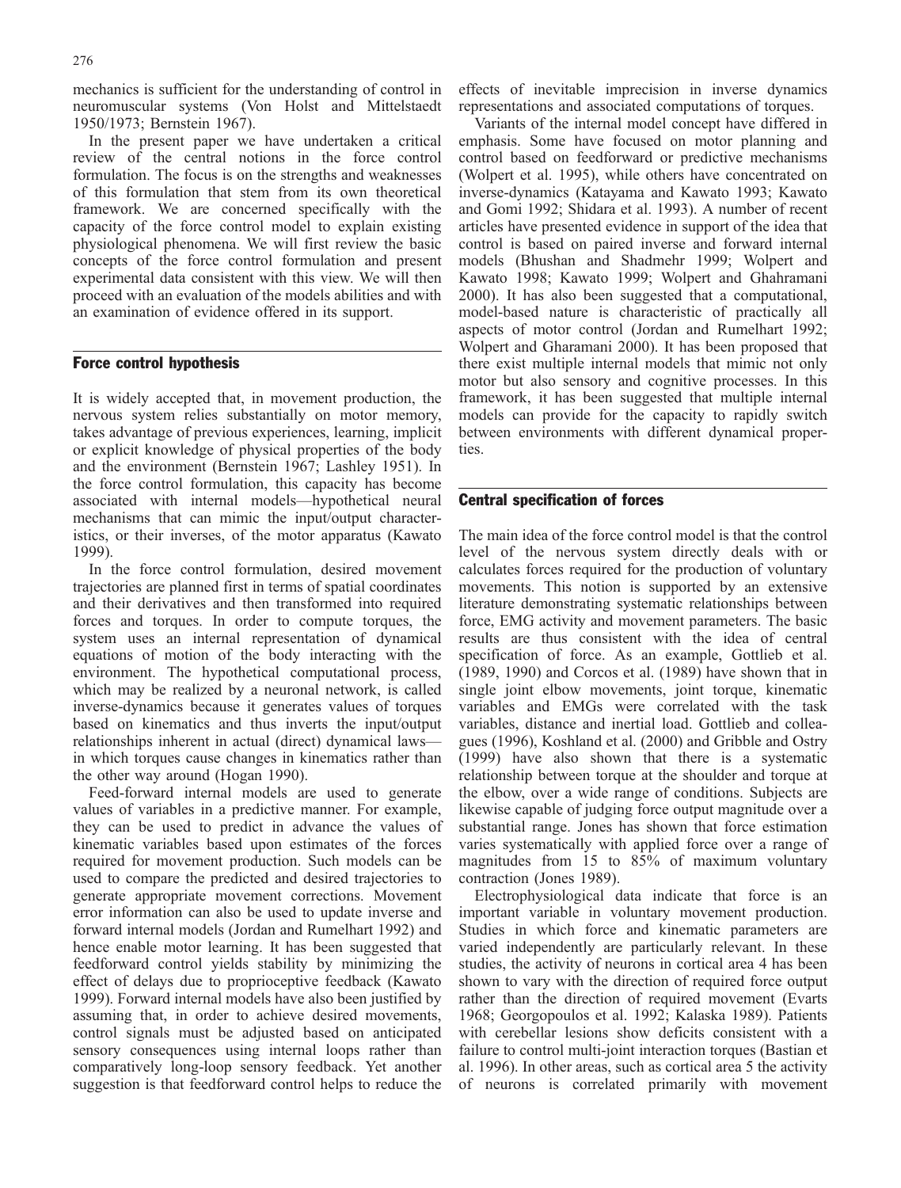mechanics is sufficient for the understanding of control in neuromuscular systems (Von Holst and Mittelstaedt 1950/1973; Bernstein 1967).

In the present paper we have undertaken a critical review of the central notions in the force control formulation. The focus is on the strengths and weaknesses of this formulation that stem from its own theoretical framework. We are concerned specifically with the capacity of the force control model to explain existing physiological phenomena. We will first review the basic concepts of the force control formulation and present experimental data consistent with this view. We will then proceed with an evaluation of the models abilities and with an examination of evidence offered in its support.

## Force control hypothesis

It is widely accepted that, in movement production, the nervous system relies substantially on motor memory, takes advantage of previous experiences, learning, implicit or explicit knowledge of physical properties of the body and the environment (Bernstein 1967; Lashley 1951). In the force control formulation, this capacity has become associated with internal models—hypothetical neural mechanisms that can mimic the input/output characteristics, or their inverses, of the motor apparatus (Kawato 1999).

In the force control formulation, desired movement trajectories are planned first in terms of spatial coordinates and their derivatives and then transformed into required forces and torques. In order to compute torques, the system uses an internal representation of dynamical equations of motion of the body interacting with the environment. The hypothetical computational process, which may be realized by a neuronal network, is called inverse-dynamics because it generates values of torques based on kinematics and thus inverts the input/output relationships inherent in actual (direct) dynamical laws—in which torques cause changes in kinematics rather than the other way around (Hogan 1990).

Feed-forward internal models are used to generate values of variables in a predictive manner. For example, they can be used to predict in advance the values of kinematic variables based upon estimates of the forces required for movement production. Such models can be used to compare the predicted and desired trajectories to generate appropriate movement corrections. Movement error information can also be used to update inverse and forward internal models (Jordan and Rumelhart 1992) and hence enable motor learning. It has been suggested that feedforward control yields stability by minimizing the effect of delays due to proprioceptive feedback (Kawato 1999). Forward internal models have also been justified by assuming that, in order to achieve desired movements, control signals must be adjusted based on anticipated sensory consequences using internal loops rather than comparatively long-loop sensory feedback. Yet another suggestion is that feedforward control helps to reduce the effects of inevitable imprecision in inverse dynamics representations and associated computations of torques.

Variants of the internal model concept have differed in emphasis. Some have focused on motor planning and control based on feedforward or predictive mechanisms (Wolpert et al. 1995), while others have concentrated on inverse-dynamics (Katayama and Kawato 1993; Kawato and Gomi 1992; Shidara et al. 1993). A number of recent articles have presented evidence in support of the idea that control is based on paired inverse and forward internal models (Bhushan and Shadmehr 1999; Wolpert and Kawato 1998; Kawato 1999; Wolpert and Ghahramani 2000). It has also been suggested that a computational, model-based nature is characteristic of practically all aspects of motor control (Jordan and Rumelhart 1992; Wolpert and Gharamani 2000). It has been proposed that there exist multiple internal models that mimic not only motor but also sensory and cognitive processes. In this framework, it has been suggested that multiple internal models can provide for the capacity to rapidly switch between environments with different dynamical properties.

## Central specification of forces

The main idea of the force control model is that the control level of the nervous system directly deals with or calculates forces required for the production of voluntary movements. This notion is supported by an extensive literature demonstrating systematic relationships between force, EMG activity and movement parameters. The basic results are thus consistent with the idea of central specification of force. As an example, Gottlieb et al. (1989, 1990) and Corcos et al. (1989) have shown that in single joint elbow movements, joint torque, kinematic variables and EMGs were correlated with the task variables, distance and inertial load. Gottlieb and colleagues (1996), Koshland et al. (2000) and Gribble and Ostry (1999) have also shown that there is a systematic relationship between torque at the shoulder and torque at the elbow, over a wide range of conditions. Subjects are likewise capable of judging force output magnitude over a substantial range. Jones has shown that force estimation varies systematically with applied force over a range of magnitudes from 15 to 85% of maximum voluntary contraction (Jones 1989).

Electrophysiological data indicate that force is an important variable in voluntary movement production. Studies in which force and kinematic parameters are varied independently are particularly relevant. In these studies, the activity of neurons in cortical area 4 has been shown to vary with the direction of required force output rather than the direction of required movement (Evarts 1968; Georgopoulos et al. 1992; Kalaska 1989). Patients with cerebellar lesions show deficits consistent with a failure to control multi-joint interaction torques (Bastian et al. 1996). In other areas, such as cortical area 5 the activity of neurons is correlated primarily with movement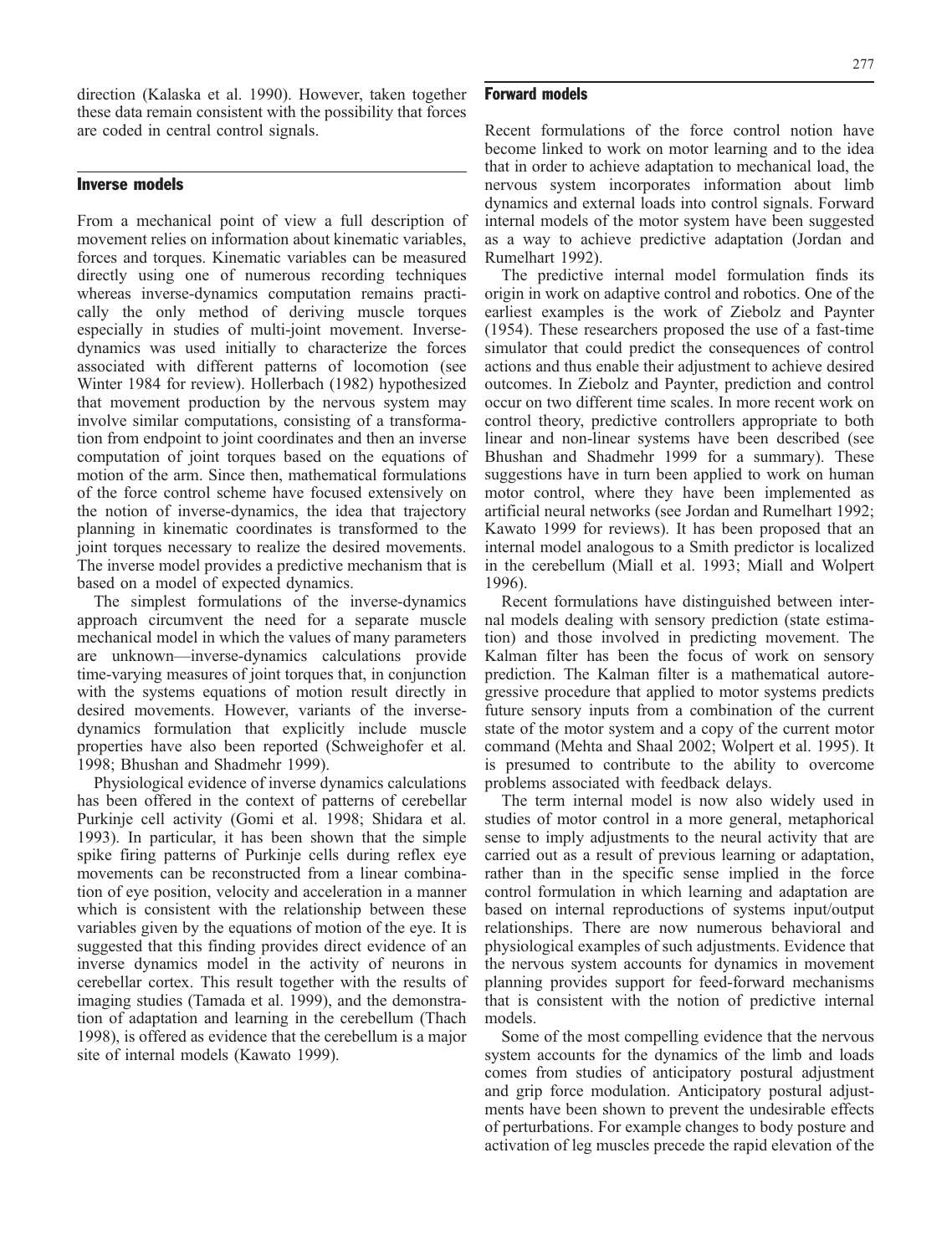direction (Kalaska et al. 1990). However, taken together these data remain consistent with the possibility that forces are coded in central control signals.

## Inverse models

From a mechanical point of view a full description of movement relies on information about kinematic variables, forces and torques. Kinematic variables can be measured directly using one of numerous recording techniques whereas inverse-dynamics computation remains practically the only method of deriving muscle torques especially in studies of multi-joint movement. Inverse-dynamics was used initially to characterize the forces associated with different patterns of locomotion (see Winter 1984 for review). Hollerbach (1982) hypothesized that movement production by the nervous system may involve similar computations, consisting of a transformation from endpoint to joint coordinates and then an inverse computation of joint torques based on the equations of motion of the arm. Since then, mathematical formulations of the force control scheme have focused extensively on the notion of inverse-dynamics, the idea that trajectory planning in kinematic coordinates is transformed to the joint torques necessary to realize the desired movements. The inverse model provides a predictive mechanism that is based on a model of expected dynamics.

The simplest formulations of the inverse-dynamics approach circumvent the need for a separate muscle mechanical model in which the values of many parameters are unknown—inverse-dynamics calculations provide time-varying measures of joint torques that, in conjunction with the systems equations of motion result directly in desired movements. However, variants of the inverse-dynamics formulation that explicitly include muscle properties have also been reported (Schweighofer et al. 1998; Bhushan and Shadmehr 1999).

Physiological evidence of inverse dynamics calculations has been offered in the context of patterns of cerebellar Purkinje cell activity (Gomi et al. 1998; Shidara et al. 1993). In particular, it has been shown that the simple spike firing patterns of Purkinje cells during reflex eye movements can be reconstructed from a linear combination of eye position, velocity and acceleration in a manner which is consistent with the relationship between these variables given by the equations of motion of the eye. It is suggested that this finding provides direct evidence of an inverse dynamics model in the activity of neurons in cerebellar cortex. This result together with the results of imaging studies (Tamada et al. 1999), and the demonstration of adaptation and learning in the cerebellum (Thach 1998), is offered as evidence that the cerebellum is a major site of internal models (Kawato 1999).

## Forward models

Recent formulations of the force control notion have become linked to work on motor learning and to the idea that in order to achieve adaptation to mechanical load, the nervous system incorporates information about limb dynamics and external loads into control signals. Forward internal models of the motor system have been suggested as a way to achieve predictive adaptation (Jordan and Rumelhart 1992).

The predictive internal model formulation finds its origin in work on adaptive control and robotics. One of the earliest examples is the work of Ziebolz and Paynter (1954). These researchers proposed the use of a fast-time simulator that could predict the consequences of control actions and thus enable their adjustment to achieve desired outcomes. In Ziebolz and Paynter, prediction and control occur on two different time scales. In more recent work on control theory, predictive controllers appropriate to both linear and non-linear systems have been described (see Bhushan and Shadmehr 1999 for a summary). These suggestions have in turn been applied to work on human motor control, where they have been implemented as artificial neural networks (see Jordan and Rumelhart 1992; Kawato 1999 for reviews). It has been proposed that an internal model analogous to a Smith predictor is localized in the cerebellum (Miall et al. 1993; Miall and Wolpert 1996).

Recent formulations have distinguished between internal models dealing with sensory prediction (state estimation) and those involved in predicting movement. The Kalman filter has been the focus of work on sensory prediction. The Kalman filter is a mathematical autoregressive procedure that applied to motor systems predicts future sensory inputs from a combination of the current state of the motor system and a copy of the current motor command (Mehta and Shaal 2002; Wolpert et al. 1995). It is presumed to contribute to the ability to overcome problems associated with feedback delays.

The term internal model is now also widely used in studies of motor control in a more general, metaphorical sense to imply adjustments to the neural activity that are carried out as a result of previous learning or adaptation, rather than in the specific sense implied in the force control formulation in which learning and adaptation are based on internal reproductions of systems input/output relationships. There are now numerous behavioral and physiological examples of such adjustments. Evidence that the nervous system accounts for dynamics in movement planning provides support for feed-forward mechanisms that is consistent with the notion of predictive internal models.

Some of the most compelling evidence that the nervous system accounts for the dynamics of the limb and loads comes from studies of anticipatory postural adjustment and grip force modulation. Anticipatory postural adjustments have been shown to prevent the undesirable effects of perturbations. For example changes to body posture and activation of leg muscles precede the rapid elevation of the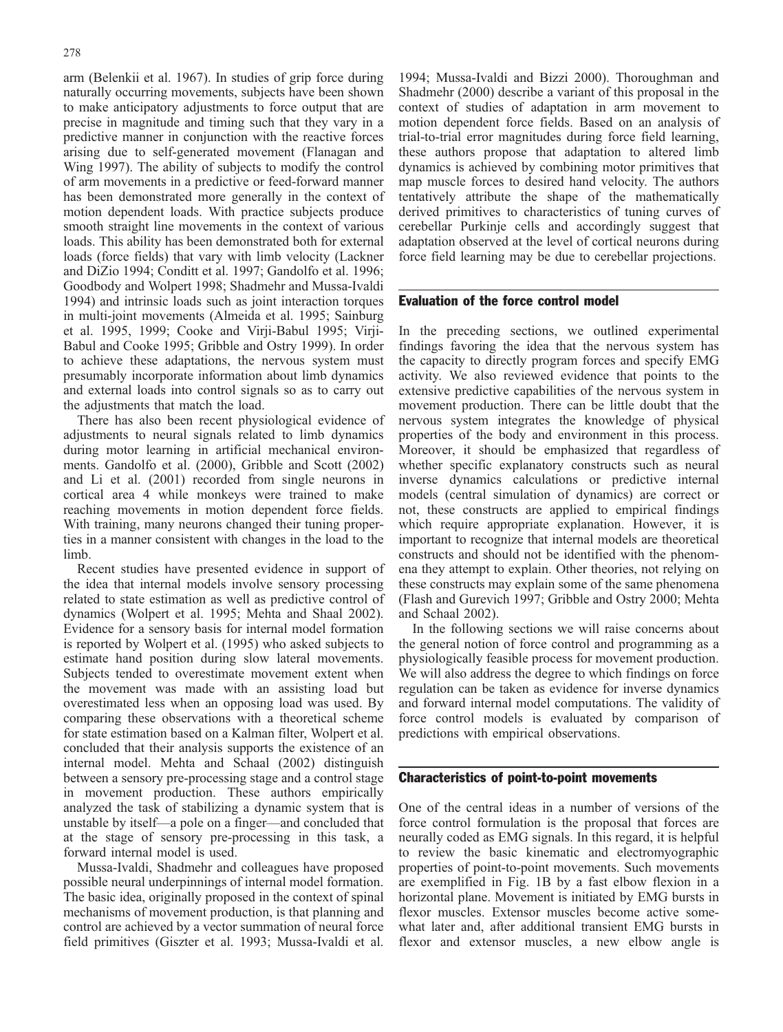arm (Belenkii et al. 1967). In studies of grip force during naturally occurring movements, subjects have been shown to make anticipatory adjustments to force output that are precise in magnitude and timing such that they vary in a predictive manner in conjunction with the reactive forces arising due to self-generated movement (Flanagan and Wing 1997). The ability of subjects to modify the control of arm movements in a predictive or feed-forward manner has been demonstrated more generally in the context of motion dependent loads. With practice subjects produce smooth straight line movements in the context of various loads. This ability has been demonstrated both for external loads (force fields) that vary with limb velocity (Lackner and DiZio 1994; Conditt et al. 1997; Gandolfo et al. 1996; Goodbody and Wolpert 1998; Shadmehr and Mussa-Ivaldi 1994) and intrinsic loads such as joint interaction torques in multi-joint movements (Almeida et al. 1995; Sainburg et al. 1995, 1999; Cooke and Virji-Babul 1995; Virji-Babul and Cooke 1995; Gribble and Ostry 1999). In order to achieve these adaptations, the nervous system must presumably incorporate information about limb dynamics and external loads into control signals so as to carry out the adjustments that match the load.

There has also been recent physiological evidence of adjustments to neural signals related to limb dynamics during motor learning in artificial mechanical environments. Gandolfo et al. (2000), Gribble and Scott (2002) and Li et al. (2001) recorded from single neurons in cortical area 4 while monkeys were trained to make reaching movements in motion dependent force fields. With training, many neurons changed their tuning properties in a manner consistent with changes in the load to the limb.

Recent studies have presented evidence in support of the idea that internal models involve sensory processing related to state estimation as well as predictive control of dynamics (Wolpert et al. 1995; Mehta and Shaal 2002). Evidence for a sensory basis for internal model formation is reported by Wolpert et al. (1995) who asked subjects to estimate hand position during slow lateral movements. Subjects tended to overestimate movement extent when the movement was made with an assisting load but overestimated less when an opposing load was used. By comparing these observations with a theoretical scheme for state estimation based on a Kalman filter, Wolpert et al. concluded that their analysis supports the existence of an internal model. Mehta and Schaal (2002) distinguish between a sensory pre-processing stage and a control stage in movement production. These authors empirically analyzed the task of stabilizing a dynamic system that is unstable by itself—a pole on a finger—and concluded that at the stage of sensory pre-processing in this task, a forward internal model is used.

Mussa-Ivaldi, Shadmehr and colleagues have proposed possible neural underpinnings of internal model formation. The basic idea, originally proposed in the context of spinal mechanisms of movement production, is that planning and control are achieved by a vector summation of neural force field primitives (Giszter et al. 1993; Mussa-Ivaldi et al. 1994; Mussa-Ivaldi and Bizzi 2000). Thoroughman and Shadmehr (2000) describe a variant of this proposal in the context of studies of adaptation in arm movement to motion dependent force fields. Based on an analysis of trial-to-trial error magnitudes during force field learning, these authors propose that adaptation to altered limb dynamics is achieved by combining motor primitives that map muscle forces to desired hand velocity. The authors tentatively attribute the shape of the mathematically derived primitives to characteristics of tuning curves of cerebellar Purkinje cells and accordingly suggest that adaptation observed at the level of cortical neurons during force field learning may be due to cerebellar projections.

## Evaluation of the force control model

In the preceding sections, we outlined experimental findings favoring the idea that the nervous system has the capacity to directly program forces and specify EMG activity. We also reviewed evidence that points to the extensive predictive capabilities of the nervous system in movement production. There can be little doubt that the nervous system integrates the knowledge of physical properties of the body and environment in this process. Moreover, it should be emphasized that regardless of whether specific explanatory constructs such as neural inverse dynamics calculations or predictive internal models (central simulation of dynamics) are correct or not, these constructs are applied to empirical findings which require appropriate explanation. However, it is important to recognize that internal models are theoretical constructs and should not be identified with the phenomena they attempt to explain. Other theories, not relying on these constructs may explain some of the same phenomena (Flash and Gurevich 1997; Gribble and Ostry 2000; Mehta and Schaal 2002).

In the following sections we will raise concerns about the general notion of force control and programming as a physiologically feasible process for movement production. We will also address the degree to which findings on force regulation can be taken as evidence for inverse dynamics and forward internal model computations. The validity of force control models is evaluated by comparison of predictions with empirical observations.

## Characteristics of point-to-point movements

One of the central ideas in a number of versions of the force control formulation is the proposal that forces are neurally coded as EMG signals. In this regard, it is helpful to review the basic kinematic and electromyographic properties of point-to-point movements. Such movements are exemplified in Fig. 1B by a fast elbow flexion in a horizontal plane. Movement is initiated by EMG bursts in flexor muscles. Extensor muscles become active somewhat later and, after additional transient EMG bursts in flexor and extensor muscles, a new elbow angle is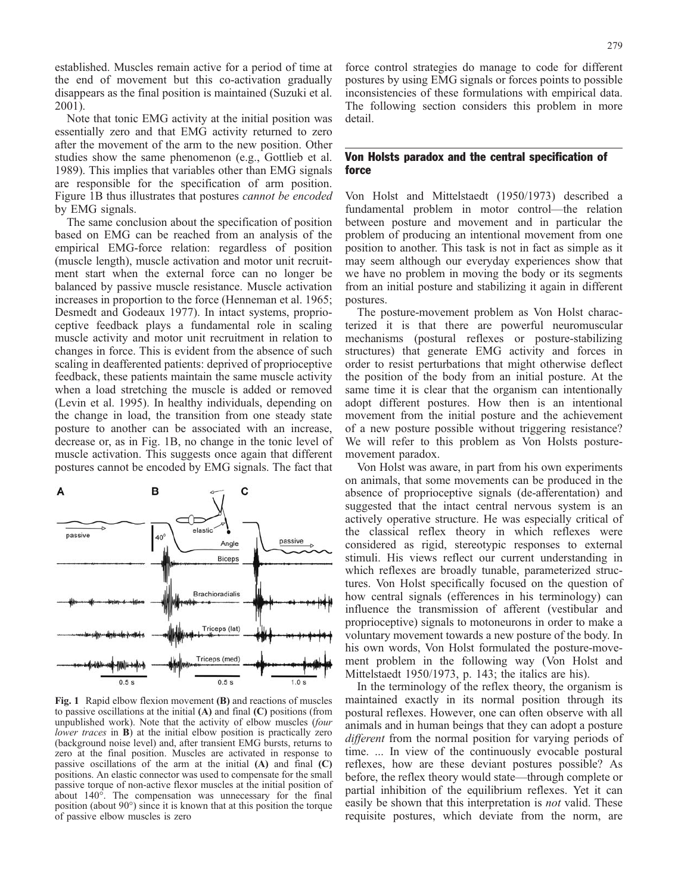established. Muscles remain active for a period of time at the end of movement but this co-activation gradually disappears as the final position is maintained (Suzuki et al. 2001).

Note that tonic EMG activity at the initial position was essentially zero and that EMG activity returned to zero after the movement of the arm to the new position. Other studies show the same phenomenon (e.g., Gottlieb et al. 1989). This implies that variables other than EMG signals are responsible for the specification of arm position. Figure 1B thus illustrates that postures *cannot be encoded* by EMG signals.

The same conclusion about the specification of position based on EMG can be reached from an analysis of the empirical EMG-force relation: regardless of position (muscle length), muscle activation and motor unit recruitment start when the external force can no longer be balanced by passive muscle resistance. Muscle activation increases in proportion to the force (Henneman et al. 1965; Desmedt and Godeaux 1977). In intact systems, proprioceptive feedback plays a fundamental role in scaling muscle activity and motor unit recruitment in relation to changes in force. This is evident from the absence of such scaling in deafferented patients: deprived of proprioceptive feedback, these patients maintain the same muscle activity when a load stretching the muscle is added or removed (Levin et al. 1995). In healthy individuals, depending on the change in load, the transition from one steady state posture to another can be associated with an increase, decrease or, as in Fig. 1B, no change in the tonic level of muscle activation. This suggests once again that different postures cannot be encoded by EMG signals. The fact that force control strategies do manage to code for different postures by using EMG signals or forces points to possible inconsistencies of these formulations with empirical data. The following section considers this problem in more detail.

A B C
passive
elastic
40°
Angle
passive
Biceps
Brachioradialis
Triceps (lat)
Triceps (med)
0.5 s
0.5 s
1.0 s

**Fig. 1** Rapid elbow flexion movement **(B)** and reactions of muscles to passive oscillations at the initial **(A)** and final **(C)** positions (from unpublished work). Note that the activity of elbow muscles (*four lower traces* in **B**) at the initial elbow position is practically zero (background noise level) and, after transient EMG bursts, returns to zero at the final position. Muscles are activated in response to passive oscillations of the arm at the initial **(A)** and final **(C)** positions. An elastic connector was used to compensate for the small passive torque of non-active flexor muscles at the initial position of about 140°. The compensation was unnecessary for the final position (about 90°) since it is known that at this position the torque of passive elbow muscles is zero

## Von Holsts paradox and the central specification of force

Von Holst and Mittelstaedt (1950/1973) described a fundamental problem in motor control—the relation between posture and movement and in particular the problem of producing an intentional movement from one position to another. This task is not in fact as simple as it may seem although our everyday experiences show that we have no problem in moving the body or its segments from an initial posture and stabilizing it again in different postures.

The posture-movement problem as Von Holst characterized it is that there are powerful neuromuscular mechanisms (postural reflexes or posture-stabilizing structures) that generate EMG activity and forces in order to resist perturbations that might otherwise deflect the position of the body from an initial posture. At the same time it is clear that the organism can intentionally adopt different postures. How then is an intentional movement from the initial posture and the achievement of a new posture possible without triggering resistance? We will refer to this problem as Von Holsts posture-movement paradox.

Von Holst was aware, in part from his own experiments on animals, that some movements can be produced in the absence of proprioceptive signals (de-afferentation) and suggested that the intact central nervous system is an actively operative structure. He was especially critical of the classical reflex theory in which reflexes were considered as rigid, stereotypic responses to external stimuli. His views reflect our current understanding in which reflexes are broadly tunable, parameterized structures. Von Holst specifically focused on the question of how central signals (efferences in his terminology) can influence the transmission of afferent (vestibular and proprioceptive) signals to motoneurons in order to make a voluntary movement towards a new posture of the body. In his own words, Von Holst formulated the posture-movement problem in the following way (Von Holst and Mittelstaedt 1950/1973, p. 143; the italics are his).

In the terminology of the reflex theory, the organism is maintained exactly in its normal position through its postural reflexes. However, one can often observe with all animals and in human beings that they can adopt a posture *different* from the normal position for varying periods of time. ... In view of the continuously evocable postural reflexes, how are these deviant postures possible? As before, the reflex theory would state—through complete or partial inhibition of the equilibrium reflexes. Yet it can easily be shown that this interpretation is *not* valid. These requisite postures, which deviate from the norm, are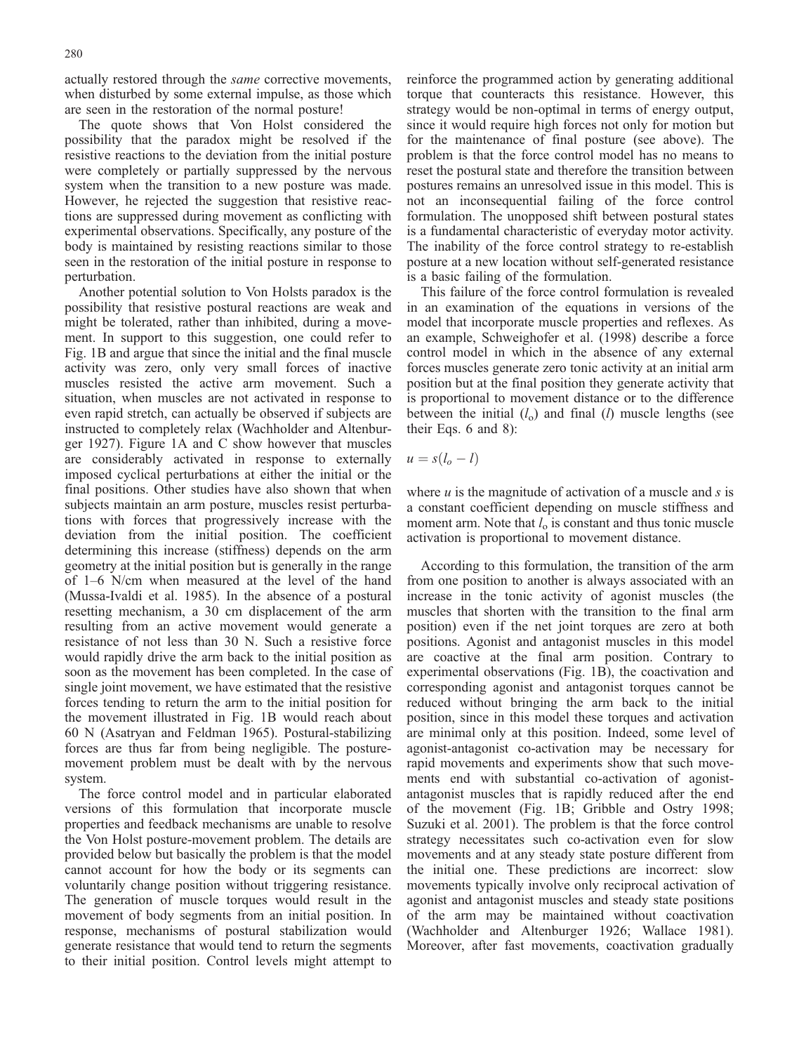actually restored through the *same* corrective movements, when disturbed by some external impulse, as those which are seen in the restoration of the normal posture!

The quote shows that Von Holst considered the possibility that the paradox might be resolved if the resistive reactions to the deviation from the initial posture were completely or partially suppressed by the nervous system when the transition to a new posture was made. However, he rejected the suggestion that resistive reactions are suppressed during movement as conflicting with experimental observations. Specifically, any posture of the body is maintained by resisting reactions similar to those seen in the restoration of the initial posture in response to perturbation.

Another potential solution to Von Holsts paradox is the possibility that resistive postural reactions are weak and might be tolerated, rather than inhibited, during a movement. In support to this suggestion, one could refer to Fig. 1B and argue that since the initial and the final muscle activity was zero, only very small forces of inactive muscles resisted the active arm movement. Such a situation, when muscles are not activated in response to even rapid stretch, can actually be observed if subjects are instructed to completely relax (Wachholder and Altenburger 1927). Figure 1A and C show however that muscles are considerably activated in response to externally imposed cyclical perturbations at either the initial or the final positions. Other studies have also shown that when subjects maintain an arm posture, muscles resist perturbations with forces that progressively increase with the deviation from the initial position. The coefficient determining this increase (stiffness) depends on the arm geometry at the initial position but is generally in the range of 1–6 N/cm when measured at the level of the hand (Mussa-Ivaldi et al. 1985). In the absence of a postural resetting mechanism, a 30 cm displacement of the arm resulting from an active movement would generate a resistance of not less than 30 N. Such a resistive force would rapidly drive the arm back to the initial position as soon as the movement has been completed. In the case of single joint movement, we have estimated that the resistive forces tending to return the arm to the initial position for the movement illustrated in Fig. 1B would reach about 60 N (Asatryan and Feldman 1965). Postural-stabilizing forces are thus far from being negligible. The posture-movement problem must be dealt with by the nervous system.

The force control model and in particular elaborated versions of this formulation that incorporate muscle properties and feedback mechanisms are unable to resolve the Von Holst posture-movement problem. The details are provided below but basically the problem is that the model cannot account for how the body or its segments can voluntarily change position without triggering resistance. The generation of muscle torques would result in the movement of body segments from an initial position. In response, mechanisms of postural stabilization would generate resistance that would tend to return the segments to their initial position. Control levels might attempt to reinforce the programmed action by generating additional torque that counteracts this resistance. However, this strategy would be non-optimal in terms of energy output, since it would require high forces not only for motion but for the maintenance of final posture (see above). The problem is that the force control model has no means to reset the postural state and therefore the transition between postures remains an unresolved issue in this model. This is not an inconsequential failing of the force control formulation. The unopposed shift between postural states is a fundamental characteristic of everyday motor activity. The inability of the force control strategy to re-establish posture at a new location without self-generated resistance is a basic failing of the formulation.

This failure of the force control formulation is revealed in an examination of the equations in versions of the model that incorporate muscle properties and reflexes. As an example, Schweighofer et al. (1998) describe a force control model in which in the absence of any external forces muscles generate zero tonic activity at an initial arm position but at the final position they generate activity that is proportional to movement distance or to the difference between the initial ($l_o$) and final ($l$) muscle lengths (see their Eqs. 6 and 8):

$$u = s(l_o - l)$$

where $u$ is the magnitude of activation of a muscle and $s$ is a constant coefficient depending on muscle stiffness and moment arm. Note that $l_o$ is constant and thus tonic muscle activation is proportional to movement distance.

According to this formulation, the transition of the arm from one position to another is always associated with an increase in the tonic activity of agonist muscles (the muscles that shorten with the transition to the final arm position) even if the net joint torques are zero at both positions. Agonist and antagonist muscles in this model are coactive at the final arm position. Contrary to experimental observations (Fig. 1B), the coactivation and corresponding agonist and antagonist torques cannot be reduced without bringing the arm back to the initial position, since in this model these torques and activation are minimal only at this position. Indeed, some level of agonist-antagonist co-activation may be necessary for rapid movements and experiments show that such movements end with substantial co-activation of agonist-antagonist muscles that is rapidly reduced after the end of the movement (Fig. 1B; Gribble and Ostry 1998; Suzuki et al. 2001). The problem is that the force control strategy necessitates such co-activation even for slow movements and at any steady state posture different from the initial one. These predictions are incorrect: slow movements typically involve only reciprocal activation of agonist and antagonist muscles and steady state positions of the arm may be maintained without coactivation (Wachholder and Altenburger 1926; Wallace 1981). Moreover, after fast movements, coactivation gradually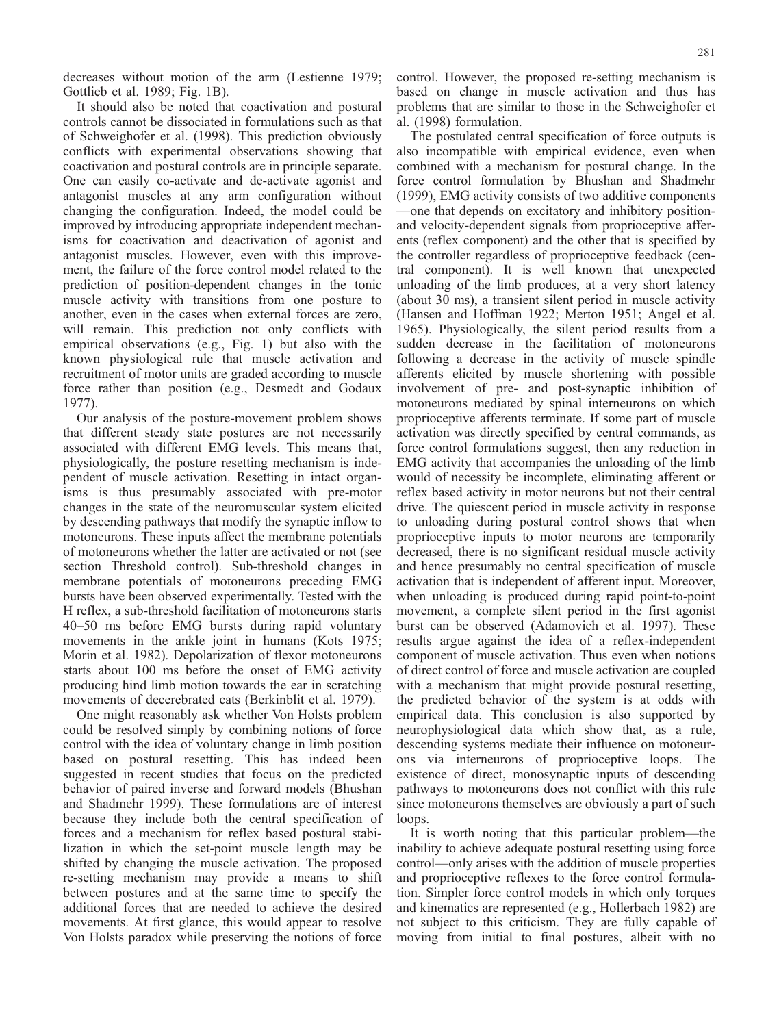decreases without motion of the arm (Lestienne 1979; Gottlieb et al. 1989; Fig. 1B).

It should also be noted that coactivation and postural controls cannot be dissociated in formulations such as that of Schweighofer et al. (1998). This prediction obviously conflicts with experimental observations showing that coactivation and postural controls are in principle separate. One can easily co-activate and de-activate agonist and antagonist muscles at any arm configuration without changing the configuration. Indeed, the model could be improved by introducing appropriate independent mechanisms for coactivation and deactivation of agonist and antagonist muscles. However, even with this improvement, the failure of the force control model related to the prediction of position-dependent changes in the tonic muscle activity with transitions from one posture to another, even in the cases when external forces are zero, will remain. This prediction not only conflicts with empirical observations (e.g., Fig. 1) but also with the known physiological rule that muscle activation and recruitment of motor units are graded according to muscle force rather than position (e.g., Desmedt and Godaux 1977).

Our analysis of the posture-movement problem shows that different steady state postures are not necessarily associated with different EMG levels. This means that, physiologically, the posture resetting mechanism is independent of muscle activation. Resetting in intact organisms is thus presumably associated with pre-motor changes in the state of the neuromuscular system elicited by descending pathways that modify the synaptic inflow to motoneurons. These inputs affect the membrane potentials of motoneurons whether the latter are activated or not (see section Threshold control). Sub-threshold changes in membrane potentials of motoneurons preceding EMG bursts have been observed experimentally. Tested with the H reflex, a sub-threshold facilitation of motoneurons starts 40–50 ms before EMG bursts during rapid voluntary movements in the ankle joint in humans (Kots 1975; Morin et al. 1982). Depolarization of flexor motoneurons starts about 100 ms before the onset of EMG activity producing hind limb motion towards the ear in scratching movements of decerebrated cats (Berkinblit et al. 1979).

One might reasonably ask whether Von Holsts problem could be resolved simply by combining notions of force control with the idea of voluntary change in limb position based on postural resetting. This has indeed been suggested in recent studies that focus on the predicted behavior of paired inverse and forward models (Bhushan and Shadmehr 1999). These formulations are of interest because they include both the central specification of forces and a mechanism for reflex based postural stabilization in which the set-point muscle length may be shifted by changing the muscle activation. The proposed re-setting mechanism may provide a means to shift between postures and at the same time to specify the additional forces that are needed to achieve the desired movements. At first glance, this would appear to resolve Von Holsts paradox while preserving the notions of force control. However, the proposed re-setting mechanism is based on change in muscle activation and thus has problems that are similar to those in the Schweighofer et al. (1998) formulation.

The postulated central specification of force outputs is also incompatible with empirical evidence, even when combined with a mechanism for postural change. In the force control formulation by Bhushan and Shadmehr (1999), EMG activity consists of two additive components —one that depends on excitatory and inhibitory position- and velocity-dependent signals from proprioceptive afferents (reflex component) and the other that is specified by the controller regardless of proprioceptive feedback (central component). It is well known that unexpected unloading of the limb produces, at a very short latency (about 30 ms), a transient silent period in muscle activity (Hansen and Hoffman 1922; Merton 1951; Angel et al. 1965). Physiologically, the silent period results from a sudden decrease in the facilitation of motoneurons following a decrease in the activity of muscle spindle afferents elicited by muscle shortening with possible involvement of pre- and post-synaptic inhibition of motoneurons mediated by spinal interneurons on which proprioceptive afferents terminate. If some part of muscle activation was directly specified by central commands, as force control formulations suggest, then any reduction in EMG activity that accompanies the unloading of the limb would of necessity be incomplete, eliminating afferent or reflex based activity in motor neurons but not their central drive. The quiescent period in muscle activity in response to unloading during postural control shows that when proprioceptive inputs to motor neurons are temporarily decreased, there is no significant residual muscle activity and hence presumably no central specification of muscle activation that is independent of afferent input. Moreover, when unloading is produced during rapid point-to-point movement, a complete silent period in the first agonist burst can be observed (Adamovich et al. 1997). These results argue against the idea of a reflex-independent component of muscle activation. Thus even when notions of direct control of force and muscle activation are coupled with a mechanism that might provide postural resetting, the predicted behavior of the system is at odds with empirical data. This conclusion is also supported by neurophysiological data which show that, as a rule, descending systems mediate their influence on motoneurons via interneurons of proprioceptive loops. The existence of direct, monosynaptic inputs of descending pathways to motoneurons does not conflict with this rule since motoneurons themselves are obviously a part of such loops.

It is worth noting that this particular problem—the inability to achieve adequate postural resetting using force control—only arises with the addition of muscle properties and proprioceptive reflexes to the force control formulation. Simpler force control models in which only torques and kinematics are represented (e.g., Hollerbach 1982) are not subject to this criticism. They are fully capable of moving from initial to final postures, albeit with no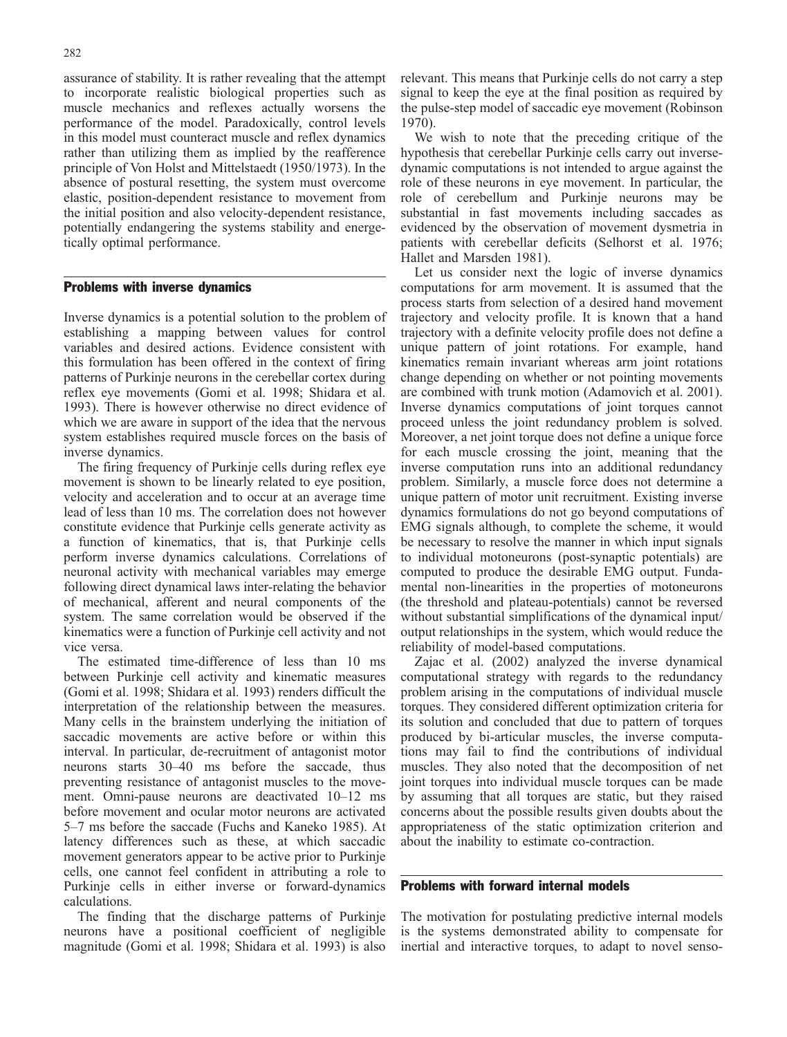assurance of stability. It is rather revealing that the attempt to incorporate realistic biological properties such as muscle mechanics and reflexes actually worsens the performance of the model. Paradoxically, control levels in this model must counteract muscle and reflex dynamics rather than utilizing them as implied by the reafference principle of Von Holst and Mittelstaedt (1950/1973). In the absence of postural resetting, the system must overcome elastic, position-dependent resistance to movement from the initial position and also velocity-dependent resistance, potentially endangering the systems stability and energetically optimal performance.

## Problems with inverse dynamics

Inverse dynamics is a potential solution to the problem of establishing a mapping between values for control variables and desired actions. Evidence consistent with this formulation has been offered in the context of firing patterns of Purkinje neurons in the cerebellar cortex during reflex eye movements (Gomi et al. 1998; Shidara et al. 1993). There is however otherwise no direct evidence of which we are aware in support of the idea that the nervous system establishes required muscle forces on the basis of inverse dynamics.

The firing frequency of Purkinje cells during reflex eye movement is shown to be linearly related to eye position, velocity and acceleration and to occur at an average time lead of less than 10 ms. The correlation does not however constitute evidence that Purkinje cells generate activity as a function of kinematics, that is, that Purkinje cells perform inverse dynamics calculations. Correlations of neuronal activity with mechanical variables may emerge following direct dynamical laws inter-relating the behavior of mechanical, afferent and neural components of the system. The same correlation would be observed if the kinematics were a function of Purkinje cell activity and not vice versa.

The estimated time-difference of less than 10 ms between Purkinje cell activity and kinematic measures (Gomi et al. 1998; Shidara et al. 1993) renders difficult the interpretation of the relationship between the measures. Many cells in the brainstem underlying the initiation of saccadic movements are active before or within this interval. In particular, de-recruitment of antagonist motor neurons starts 30–40 ms before the saccade, thus preventing resistance of antagonist muscles to the movement. Omni-pause neurons are deactivated 10–12 ms before movement and ocular motor neurons are activated 5–7 ms before the saccade (Fuchs and Kaneko 1985). At latency differences such as these, at which saccadic movement generators appear to be active prior to Purkinje cells, one cannot feel confident in attributing a role to Purkinje cells in either inverse or forward-dynamics calculations.

The finding that the discharge patterns of Purkinje neurons have a positional coefficient of negligible magnitude (Gomi et al. 1998; Shidara et al. 1993) is also relevant. This means that Purkinje cells do not carry a step signal to keep the eye at the final position as required by the pulse-step model of saccadic eye movement (Robinson 1970).

We wish to note that the preceding critique of the hypothesis that cerebellar Purkinje cells carry out inverse-dynamic computations is not intended to argue against the role of these neurons in eye movement. In particular, the role of cerebellum and Purkinje neurons may be substantial in fast movements including saccades as evidenced by the observation of movement dysmetria in patients with cerebellar deficits (Selhorst et al. 1976; Hallet and Marsden 1981).

Let us consider next the logic of inverse dynamics computations for arm movement. It is assumed that the process starts from selection of a desired hand movement trajectory and velocity profile. It is known that a hand trajectory with a definite velocity profile does not define a unique pattern of joint rotations. For example, hand kinematics remain invariant whereas arm joint rotations change depending on whether or not pointing movements are combined with trunk motion (Adamovich et al. 2001). Inverse dynamics computations of joint torques cannot proceed unless the joint redundancy problem is solved. Moreover, a net joint torque does not define a unique force for each muscle crossing the joint, meaning that the inverse computation runs into an additional redundancy problem. Similarly, a muscle force does not determine a unique pattern of motor unit recruitment. Existing inverse dynamics formulations do not go beyond computations of EMG signals although, to complete the scheme, it would be necessary to resolve the manner in which input signals to individual motoneurons (post-synaptic potentials) are computed to produce the desirable EMG output. Fundamental non-linearities in the properties of motoneurons (the threshold and plateau-potentials) cannot be reversed without substantial simplifications of the dynamical input/output relationships in the system, which would reduce the reliability of model-based computations.

Zajac et al. (2002) analyzed the inverse dynamical computational strategy with regards to the redundancy problem arising in the computations of individual muscle torques. They considered different optimization criteria for its solution and concluded that due to pattern of torques produced by bi-articular muscles, the inverse computations may fail to find the contributions of individual muscles. They also noted that the decomposition of net joint torques into individual muscle torques can be made by assuming that all torques are static, but they raised concerns about the possible results given doubts about the appropriateness of the static optimization criterion and about the inability to estimate co-contraction.

## Problems with forward internal models

The motivation for postulating predictive internal models is the systems demonstrated ability to compensate for inertial and interactive torques, to adapt to novel senso-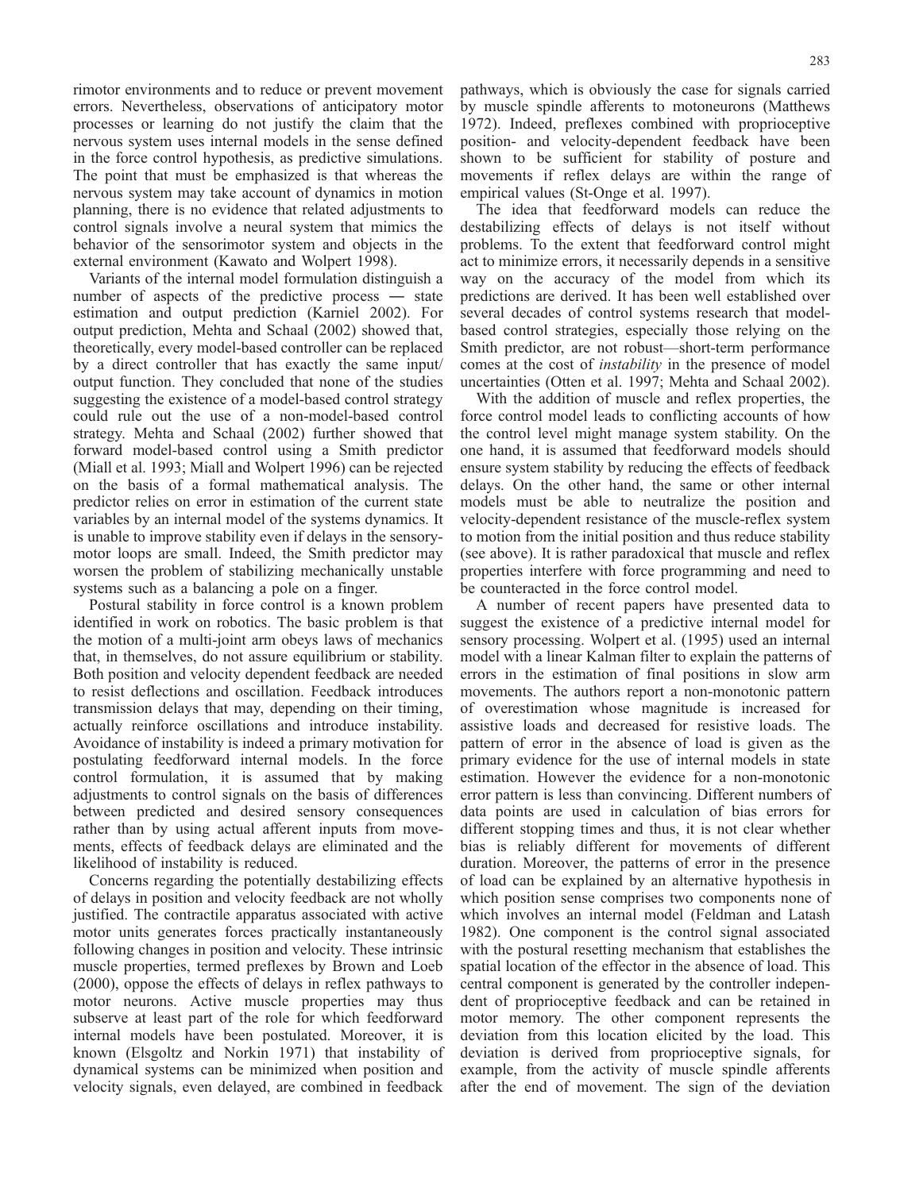rimotor environments and to reduce or prevent movement errors. Nevertheless, observations of anticipatory motor processes or learning do not justify the claim that the nervous system uses internal models in the sense defined in the force control hypothesis, as predictive simulations. The point that must be emphasized is that whereas the nervous system may take account of dynamics in motion planning, there is no evidence that related adjustments to control signals involve a neural system that mimics the behavior of the sensorimotor system and objects in the external environment (Kawato and Wolpert 1998).

Variants of the internal model formulation distinguish a number of aspects of the predictive process — state estimation and output prediction (Karniel 2002). For output prediction, Mehta and Schaal (2002) showed that, theoretically, every model-based controller can be replaced by a direct controller that has exactly the same input/output function. They concluded that none of the studies suggesting the existence of a model-based control strategy could rule out the use of a non-model-based control strategy. Mehta and Schaal (2002) further showed that forward model-based control using a Smith predictor (Miall et al. 1993; Miall and Wolpert 1996) can be rejected on the basis of a formal mathematical analysis. The predictor relies on error in estimation of the current state variables by an internal model of the systems dynamics. It is unable to improve stability even if delays in the sensory-motor loops are small. Indeed, the Smith predictor may worsen the problem of stabilizing mechanically unstable systems such as a balancing a pole on a finger.

Postural stability in force control is a known problem identified in work on robotics. The basic problem is that the motion of a multi-joint arm obeys laws of mechanics that, in themselves, do not assure equilibrium or stability. Both position and velocity dependent feedback are needed to resist deflections and oscillation. Feedback introduces transmission delays that may, depending on their timing, actually reinforce oscillations and introduce instability. Avoidance of instability is indeed a primary motivation for postulating feedforward internal models. In the force control formulation, it is assumed that by making adjustments to control signals on the basis of differences between predicted and desired sensory consequences rather than by using actual afferent inputs from movements, effects of feedback delays are eliminated and the likelihood of instability is reduced.

Concerns regarding the potentially destabilizing effects of delays in position and velocity feedback are not wholly justified. The contractile apparatus associated with active motor units generates forces practically instantaneously following changes in position and velocity. These intrinsic muscle properties, termed preflexes by Brown and Loeb (2000), oppose the effects of delays in reflex pathways to motor neurons. Active muscle properties may thus subserve at least part of the role for which feedforward internal models have been postulated. Moreover, it is known (Elsgoltz and Norkin 1971) that instability of dynamical systems can be minimized when position and velocity signals, even delayed, are combined in feedback pathways, which is obviously the case for signals carried by muscle spindle afferents to motoneurons (Matthews 1972). Indeed, preflexes combined with proprioceptive position- and velocity-dependent feedback have been shown to be sufficient for stability of posture and movements if reflex delays are within the range of empirical values (St-Onge et al. 1997).

The idea that feedforward models can reduce the destabilizing effects of delays is not itself without problems. To the extent that feedforward control might act to minimize errors, it necessarily depends in a sensitive way on the accuracy of the model from which its predictions are derived. It has been well established over several decades of control systems research that model-based control strategies, especially those relying on the Smith predictor, are not robust—short-term performance comes at the cost of *instability* in the presence of model uncertainties (Otten et al. 1997; Mehta and Schaal 2002).

With the addition of muscle and reflex properties, the force control model leads to conflicting accounts of how the control level might manage system stability. On the one hand, it is assumed that feedforward models should ensure system stability by reducing the effects of feedback delays. On the other hand, the same or other internal models must be able to neutralize the position and velocity-dependent resistance of the muscle-reflex system to motion from the initial position and thus reduce stability (see above). It is rather paradoxical that muscle and reflex properties interfere with force programming and need to be counteracted in the force control model.

A number of recent papers have presented data to suggest the existence of a predictive internal model for sensory processing. Wolpert et al. (1995) used an internal model with a linear Kalman filter to explain the patterns of errors in the estimation of final positions in slow arm movements. The authors report a non-monotonic pattern of overestimation whose magnitude is increased for assistive loads and decreased for resistive loads. The pattern of error in the absence of load is given as the primary evidence for the use of internal models in state estimation. However the evidence for a non-monotonic error pattern is less than convincing. Different numbers of data points are used in calculation of bias errors for different stopping times and thus, it is not clear whether bias is reliably different for movements of different duration. Moreover, the patterns of error in the presence of load can be explained by an alternative hypothesis in which position sense comprises two components none of which involves an internal model (Feldman and Latash 1982). One component is the control signal associated with the postural resetting mechanism that establishes the spatial location of the effector in the absence of load. This central component is generated by the controller independent of proprioceptive feedback and can be retained in motor memory. The other component represents the deviation from this location elicited by the load. This deviation is derived from proprioceptive signals, for example, from the activity of muscle spindle afferents after the end of movement. The sign of the deviation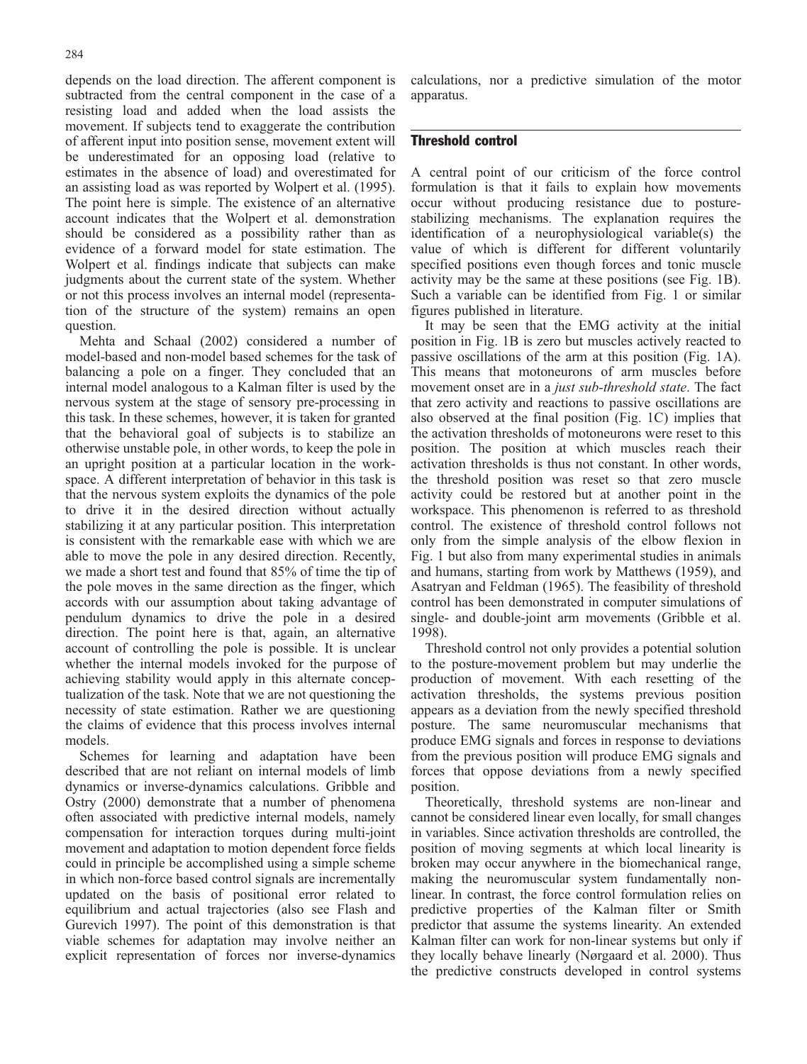depends on the load direction. The afferent component is subtracted from the central component in the case of a resisting load and added when the load assists the movement. If subjects tend to exaggerate the contribution of afferent input into position sense, movement extent will be underestimated for an opposing load (relative to estimates in the absence of load) and overestimated for an assisting load as was reported by Wolpert et al. (1995). The point here is simple. The existence of an alternative account indicates that the Wolpert et al. demonstration should be considered as a possibility rather than as evidence of a forward model for state estimation. The Wolpert et al. findings indicate that subjects can make judgments about the current state of the system. Whether or not this process involves an internal model (representation of the structure of the system) remains an open question.

Mehta and Schaal (2002) considered a number of model-based and non-model based schemes for the task of balancing a pole on a finger. They concluded that an internal model analogous to a Kalman filter is used by the nervous system at the stage of sensory pre-processing in this task. In these schemes, however, it is taken for granted that the behavioral goal of subjects is to stabilize an otherwise unstable pole, in other words, to keep the pole in an upright position at a particular location in the workspace. A different interpretation of behavior in this task is that the nervous system exploits the dynamics of the pole to drive it in the desired direction without actually stabilizing it at any particular position. This interpretation is consistent with the remarkable ease with which we are able to move the pole in any desired direction. Recently, we made a short test and found that 85% of time the tip of the pole moves in the same direction as the finger, which accords with our assumption about taking advantage of pendulum dynamics to drive the pole in a desired direction. The point here is that, again, an alternative account of controlling the pole is possible. It is unclear whether the internal models invoked for the purpose of achieving stability would apply in this alternate conceptualization of the task. Note that we are not questioning the necessity of state estimation. Rather we are questioning the claims of evidence that this process involves internal models.

Schemes for learning and adaptation have been described that are not reliant on internal models of limb dynamics or inverse-dynamics calculations. Gribble and Ostry (2000) demonstrate that a number of phenomena often associated with predictive internal models, namely compensation for interaction torques during multi-joint movement and adaptation to motion dependent force fields could in principle be accomplished using a simple scheme in which non-force based control signals are incrementally updated on the basis of positional error related to equilibrium and actual trajectories (also see Flash and Gurevich 1997). The point of this demonstration is that viable schemes for adaptation may involve neither an explicit representation of forces nor inverse-dynamics calculations, nor a predictive simulation of the motor apparatus.

## Threshold control

A central point of our criticism of the force control formulation is that it fails to explain how movements occur without producing resistance due to posture-stabilizing mechanisms. The explanation requires the identification of a neurophysiological variable(s) the value of which is different for different voluntarily specified positions even though forces and tonic muscle activity may be the same at these positions (see Fig. 1B). Such a variable can be identified from Fig. 1 or similar figures published in literature.

It may be seen that the EMG activity at the initial position in Fig. 1B is zero but muscles actively reacted to passive oscillations of the arm at this position (Fig. 1A). This means that motoneurons of arm muscles before movement onset are in a *just sub-threshold state*. The fact that zero activity and reactions to passive oscillations are also observed at the final position (Fig. 1C) implies that the activation thresholds of motoneurons were reset to this position. The position at which muscles reach their activation thresholds is thus not constant. In other words, the threshold position was reset so that zero muscle activity could be restored but at another point in the workspace. This phenomenon is referred to as threshold control. The existence of threshold control follows not only from the simple analysis of the elbow flexion in Fig. 1 but also from many experimental studies in animals and humans, starting from work by Matthews (1959), and Asatryan and Feldman (1965). The feasibility of threshold control has been demonstrated in computer simulations of single- and double-joint arm movements (Gribble et al. 1998).

Threshold control not only provides a potential solution to the posture-movement problem but may underlie the production of movement. With each resetting of the activation thresholds, the systems previous position appears as a deviation from the newly specified threshold posture. The same neuromuscular mechanisms that produce EMG signals and forces in response to deviations from the previous position will produce EMG signals and forces that oppose deviations from a newly specified position.

Theoretically, threshold systems are non-linear and cannot be considered linear even locally, for small changes in variables. Since activation thresholds are controlled, the position of moving segments at which local linearity is broken may occur anywhere in the biomechanical range, making the neuromuscular system fundamentally non-linear. In contrast, the force control formulation relies on predictive properties of the Kalman filter or Smith predictor that assume the systems linearity. An extended Kalman filter can work for non-linear systems but only if they locally behave linearly (Nørgaard et al. 2000). Thus the predictive constructs developed in control systems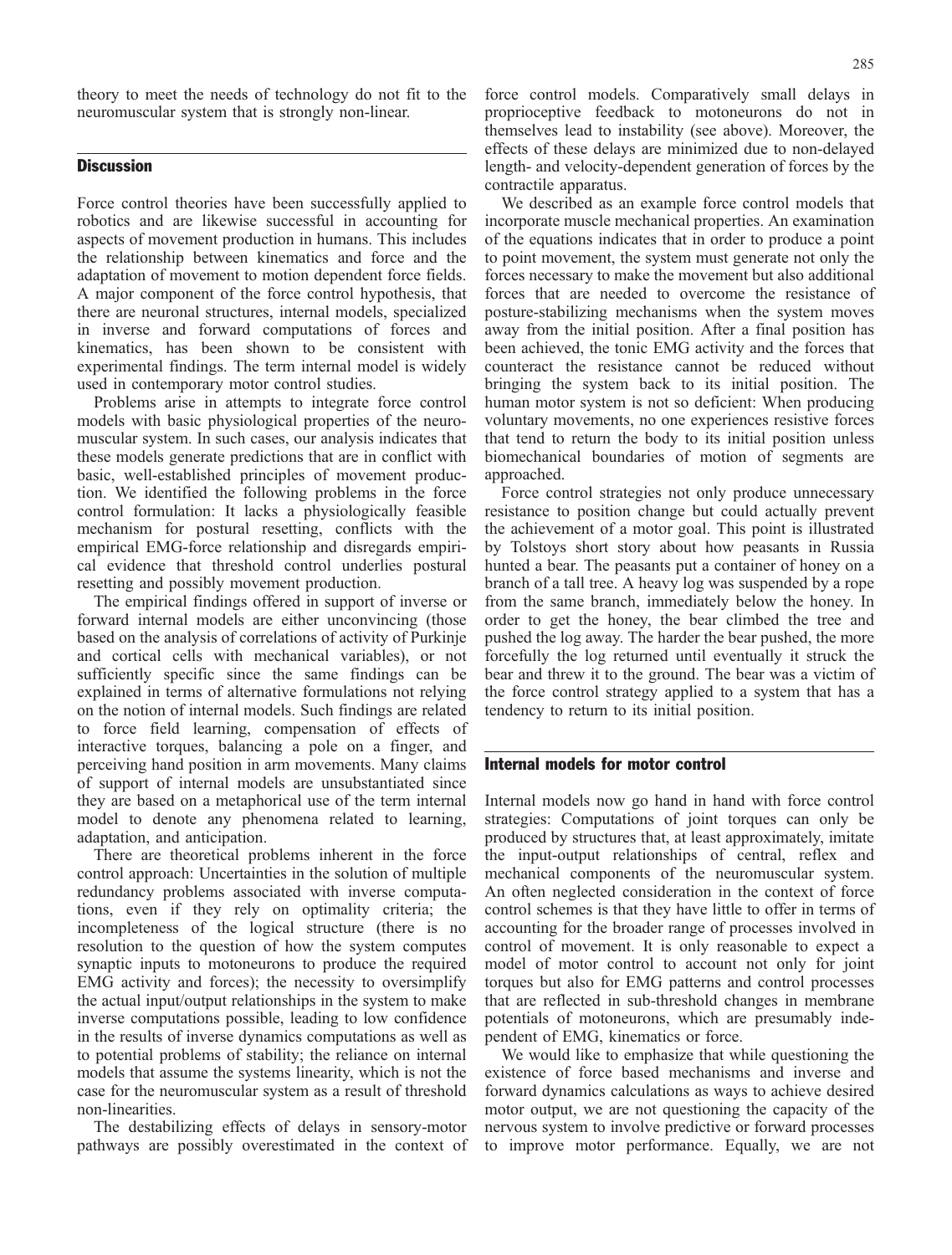theory to meet the needs of technology do not fit to the neuromuscular system that is strongly non-linear.

## Discussion

Force control theories have been successfully applied to robotics and are likewise successful in accounting for aspects of movement production in humans. This includes the relationship between kinematics and force and the adaptation of movement to motion dependent force fields. A major component of the force control hypothesis, that there are neuronal structures, internal models, specialized in inverse and forward computations of forces and kinematics, has been shown to be consistent with experimental findings. The term internal model is widely used in contemporary motor control studies.

Problems arise in attempts to integrate force control models with basic physiological properties of the neuromuscular system. In such cases, our analysis indicates that these models generate predictions that are in conflict with basic, well-established principles of movement production. We identified the following problems in the force control formulation: It lacks a physiologically feasible mechanism for postural resetting, conflicts with the empirical EMG-force relationship and disregards empirical evidence that threshold control underlies postural resetting and possibly movement production.

The empirical findings offered in support of inverse or forward internal models are either unconvincing (those based on the analysis of correlations of activity of Purkinje and cortical cells with mechanical variables), or not sufficiently specific since the same findings can be explained in terms of alternative formulations not relying on the notion of internal models. Such findings are related to force field learning, compensation of effects of interactive torques, balancing a pole on a finger, and perceiving hand position in arm movements. Many claims of support of internal models are unsubstantiated since they are based on a metaphorical use of the term internal model to denote any phenomena related to learning, adaptation, and anticipation.

There are theoretical problems inherent in the force control approach: Uncertainties in the solution of multiple redundancy problems associated with inverse computations, even if they rely on optimality criteria; the incompleteness of the logical structure (there is no resolution to the question of how the system computes synaptic inputs to motoneurons to produce the required EMG activity and forces); the necessity to oversimplify the actual input/output relationships in the system to make inverse computations possible, leading to low confidence in the results of inverse dynamics computations as well as to potential problems of stability; the reliance on internal models that assume the systems linearity, which is not the case for the neuromuscular system as a result of threshold non-linearities.

The destabilizing effects of delays in sensory-motor pathways are possibly overestimated in the context of force control models. Comparatively small delays in proprioceptive feedback to motoneurons do not in themselves lead to instability (see above). Moreover, the effects of these delays are minimized due to non-delayed length- and velocity-dependent generation of forces by the contractile apparatus.

We described as an example force control models that incorporate muscle mechanical properties. An examination of the equations indicates that in order to produce a point to point movement, the system must generate not only the forces necessary to make the movement but also additional forces that are needed to overcome the resistance of posture-stabilizing mechanisms when the system moves away from the initial position. After a final position has been achieved, the tonic EMG activity and the forces that counteract the resistance cannot be reduced without bringing the system back to its initial position. The human motor system is not so deficient: When producing voluntary movements, no one experiences resistive forces that tend to return the body to its initial position unless biomechanical boundaries of motion of segments are approached.

Force control strategies not only produce unnecessary resistance to position change but could actually prevent the achievement of a motor goal. This point is illustrated by Tolstoys short story about how peasants in Russia hunted a bear. The peasants put a container of honey on a branch of a tall tree. A heavy log was suspended by a rope from the same branch, immediately below the honey. In order to get the honey, the bear climbed the tree and pushed the log away. The harder the bear pushed, the more forcefully the log returned until eventually it struck the bear and threw it to the ground. The bear was a victim of the force control strategy applied to a system that has a tendency to return to its initial position.

## Internal models for motor control

Internal models now go hand in hand with force control strategies: Computations of joint torques can only be produced by structures that, at least approximately, imitate the input-output relationships of central, reflex and mechanical components of the neuromuscular system. An often neglected consideration in the context of force control schemes is that they have little to offer in terms of accounting for the broader range of processes involved in control of movement. It is only reasonable to expect a model of motor control to account not only for joint torques but also for EMG patterns and control processes that are reflected in sub-threshold changes in membrane potentials of motoneurons, which are presumably independent of EMG, kinematics or force.

We would like to emphasize that while questioning the existence of force based mechanisms and inverse and forward dynamics calculations as ways to achieve desired motor output, we are not questioning the capacity of the nervous system to involve predictive or forward processes to improve motor performance. Equally, we are not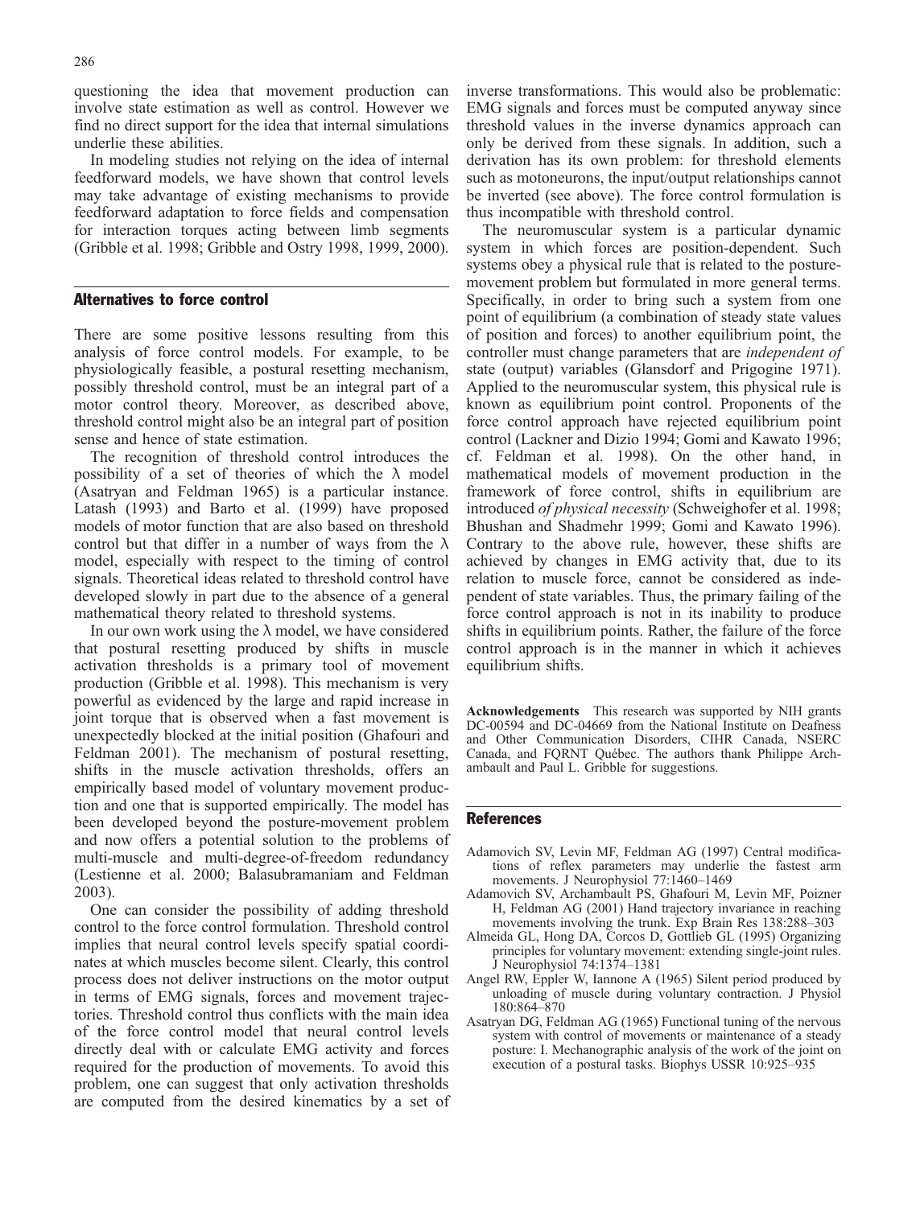questioning the idea that movement production can involve state estimation as well as control. However we find no direct support for the idea that internal simulations underlie these abilities.

In modeling studies not relying on the idea of internal feedforward models, we have shown that control levels may take advantage of existing mechanisms to provide feedforward adaptation to force fields and compensation for interaction torques acting between limb segments (Gribble et al. 1998; Gribble and Ostry 1998, 1999, 2000).

## Alternatives to force control

There are some positive lessons resulting from this analysis of force control models. For example, to be physiologically feasible, a postural resetting mechanism, possibly threshold control, must be an integral part of a motor control theory. Moreover, as described above, threshold control might also be an integral part of position sense and hence of state estimation.

The recognition of threshold control introduces the possibility of a set of theories of which the λ model (Asatryan and Feldman 1965) is a particular instance. Latash (1993) and Barto et al. (1999) have proposed models of motor function that are also based on threshold control but that differ in a number of ways from the λ model, especially with respect to the timing of control signals. Theoretical ideas related to threshold control have developed slowly in part due to the absence of a general mathematical theory related to threshold systems.

In our own work using the λ model, we have considered that postural resetting produced by shifts in muscle activation thresholds is a primary tool of movement production (Gribble et al. 1998). This mechanism is very powerful as evidenced by the large and rapid increase in joint torque that is observed when a fast movement is unexpectedly blocked at the initial position (Ghafouri and Feldman 2001). The mechanism of postural resetting, shifts in the muscle activation thresholds, offers an empirically based model of voluntary movement production and one that is supported empirically. The model has been developed beyond the posture-movement problem and now offers a potential solution to the problems of multi-muscle and multi-degree-of-freedom redundancy (Lestienne et al. 2000; Balasubramaniam and Feldman 2003).

One can consider the possibility of adding threshold control to the force control formulation. Threshold control implies that neural control levels specify spatial coordinates at which muscles become silent. Clearly, this control process does not deliver instructions on the motor output in terms of EMG signals, forces and movement trajectories. Threshold control thus conflicts with the main idea of the force control model that neural control levels directly deal with or calculate EMG activity and forces required for the production of movements. To avoid this problem, one can suggest that only activation thresholds are computed from the desired kinematics by a set of inverse transformations. This would also be problematic: EMG signals and forces must be computed anyway since threshold values in the inverse dynamics approach can only be derived from these signals. In addition, such a derivation has its own problem: for threshold elements such as motoneurons, the input/output relationships cannot be inverted (see above). The force control formulation is thus incompatible with threshold control.

The neuromuscular system is a particular dynamic system in which forces are position-dependent. Such systems obey a physical rule that is related to the posture-movement problem but formulated in more general terms. Specifically, in order to bring such a system from one point of equilibrium (a combination of steady state values of position and forces) to another equilibrium point, the controller must change parameters that are *independent of* state (output) variables (Glansdorf and Prigogine 1971). Applied to the neuromuscular system, this physical rule is known as equilibrium point control. Proponents of the force control approach have rejected equilibrium point control (Lackner and Dizio 1994; Gomi and Kawato 1996; cf. Feldman et al. 1998). On the other hand, in mathematical models of movement production in the framework of force control, shifts in equilibrium are introduced *of physical necessity* (Schweighofer et al. 1998; Bhushan and Shadmehr 1999; Gomi and Kawato 1996). Contrary to the above rule, however, these shifts are achieved by changes in EMG activity that, due to its relation to muscle force, cannot be considered as independent of state variables. Thus, the primary failing of the force control approach is not in its inability to produce shifts in equilibrium points. Rather, the failure of the force control approach is in the manner in which it achieves equilibrium shifts.

**Acknowledgements** This research was supported by NIH grants DC-00594 and DC-04669 from the National Institute on Deafness and Other Communication Disorders, CIHR Canada, NSERC Canada, and FQRNT Québec. The authors thank Philippe Archambault and Paul L. Gribble for suggestions.

## References

Adamovich SV, Levin MF, Feldman AG (1997) Central modifications of reflex parameters may underlie the fastest arm movements. J Neurophysiol 77:1460–1469

Adamovich SV, Archambault PS, Ghafouri M, Levin MF, Poizner H, Feldman AG (2001) Hand trajectory invariance in reaching movements involving the trunk. Exp Brain Res 138:288–303

Almeida GL, Hong DA, Corcos D, Gottlieb GL (1995) Organizing principles for voluntary movement: extending single-joint rules. J Neurophysiol 74:1374–1381

Angel RW, Eppler W, Iannone A (1965) Silent period produced by unloading of muscle during voluntary contraction. J Physiol 180:864–870

Asatryan DG, Feldman AG (1965) Functional tuning of the nervous system with control of movements or maintenance of a steady posture: I. Mechanographic analysis of the work of the joint on execution of a postural tasks. Biophys USSR 10:925–935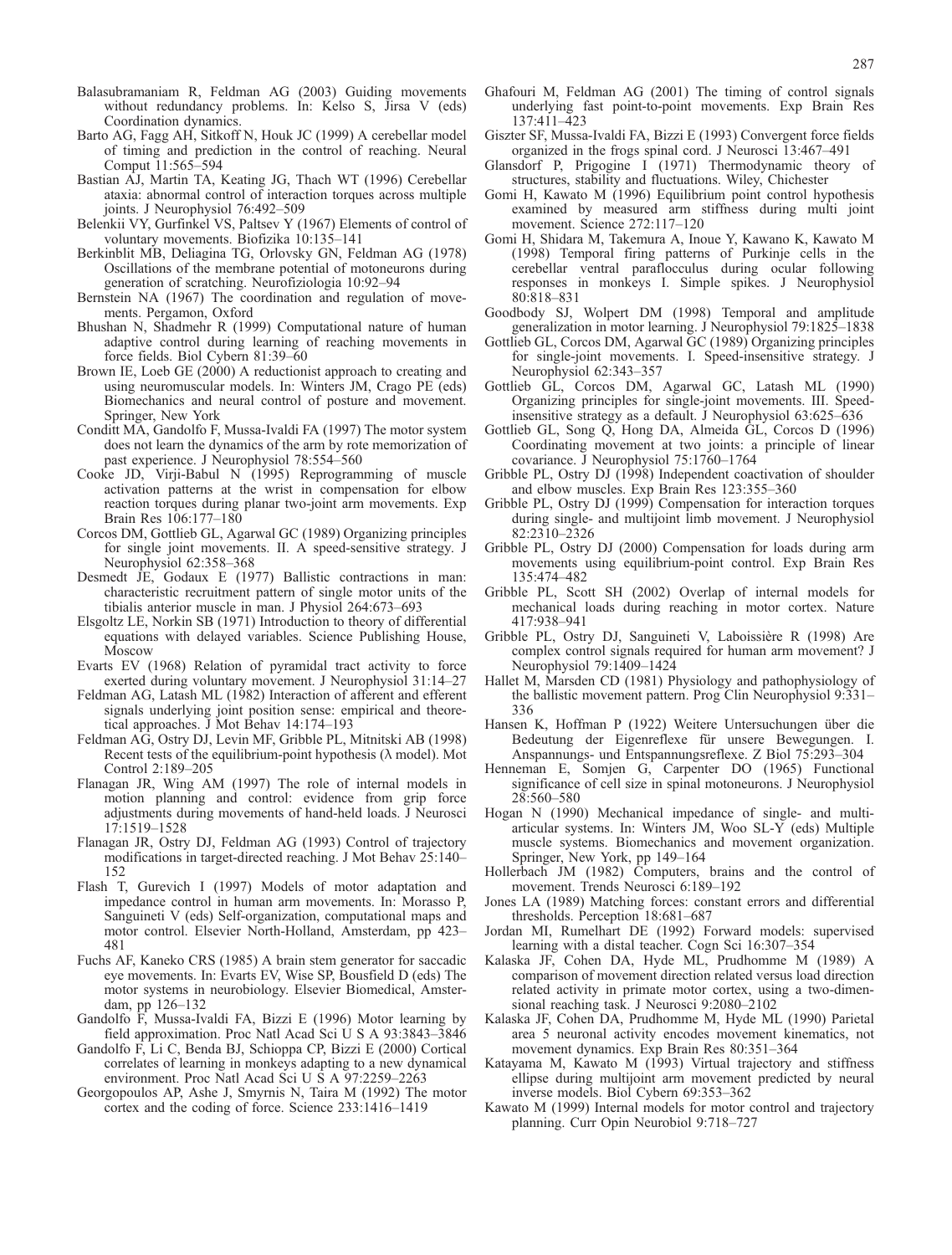Balasubramaniam R, Feldman AG (2003) Guiding movements without redundancy problems. In: Kelso S, Jirsa V (eds) Coordination dynamics.

Barto AG, Fagg AH, Sitkoff N, Houk JC (1999) A cerebellar model of timing and prediction in the control of reaching. Neural Comput 11:565–594

Bastian AJ, Martin TA, Keating JG, Thach WT (1996) Cerebellar ataxia: abnormal control of interaction torques across multiple joints. J Neurophysiol 76:492–509

Belenkii VY, Gurfinkel VS, Paltsev Y (1967) Elements of control of voluntary movements. Biofizika 10:135–141

Berkinblit MB, Deliagina TG, Orlovsky GN, Feldman AG (1978) Oscillations of the membrane potential of motoneurons during generation of scratching. Neurofiziologia 10:92–94

Bernstein NA (1967) The coordination and regulation of movements. Pergamon, Oxford

Bhushan N, Shadmehr R (1999) Computational nature of human adaptive control during learning of reaching movements in force fields. Biol Cybern 81:39–60

Brown IE, Loeb GE (2000) A reductionist approach to creating and using neuromuscular models. In: Winters JM, Crago PE (eds) Biomechanics and neural control of posture and movement. Springer, New York

Conditt MA, Gandolfo F, Mussa-Ivaldi FA (1997) The motor system does not learn the dynamics of the arm by rote memorization of past experience. J Neurophysiol 78:554–560

Cooke JD, Virji-Babul N (1995) Reprogramming of muscle activation patterns at the wrist in compensation for elbow reaction torques during planar two-joint arm movements. Exp Brain Res 106:177–180

Corcos DM, Gottlieb GL, Agarwal GC (1989) Organizing principles for single joint movements. II. A speed-sensitive strategy. J Neurophysiol 62:358–368

Desmedt JE, Godaux E (1977) Ballistic contractions in man: characteristic recruitment pattern of single motor units of the tibialis anterior muscle in man. J Physiol 264:673–693

Elsgoltz LE, Norkin SB (1971) Introduction to theory of differential equations with delayed variables. Science Publishing House, Moscow

Evarts EV (1968) Relation of pyramidal tract activity to force exerted during voluntary movement. J Neurophysiol 31:14–27

Feldman AG, Latash ML (1982) Interaction of afferent and efferent signals underlying joint position sense: empirical and theoretical approaches. J Mot Behav 14:174–193

Feldman AG, Ostry DJ, Levin MF, Gribble PL, Mitnitski AB (1998) Recent tests of the equilibrium-point hypothesis (λ model). Mot Control 2:189–205

Flanagan JR, Wing AM (1997) The role of internal models in motion planning and control: evidence from grip force adjustments during movements of hand-held loads. J Neurosci 17:1519–1528

Flanagan JR, Ostry DJ, Feldman AG (1993) Control of trajectory modifications in target-directed reaching. J Mot Behav 25:140–152

Flash T, Gurevich I (1997) Models of motor adaptation and impedance control in human arm movements. In: Morasso P, Sanguineti V (eds) Self-organization, computational maps and motor control. Elsevier North-Holland, Amsterdam, pp 423–481

Fuchs AF, Kaneko CRS (1985) A brain stem generator for saccadic eye movements. In: Evarts EV, Wise SP, Bousfield D (eds) The motor systems in neurobiology. Elsevier Biomedical, Amsterdam, pp 126–132

Gandolfo F, Mussa-Ivaldi FA, Bizzi E (1996) Motor learning by field approximation. Proc Natl Acad Sci U S A 93:3843–3846

Gandolfo F, Li C, Benda BJ, Schioppa CP, Bizzi E (2000) Cortical correlates of learning in monkeys adapting to a new dynamical environment. Proc Natl Acad Sci U S A 97:2259–2263

Georgopoulos AP, Ashe J, Smyrnis N, Taira M (1992) The motor cortex and the coding of force. Science 233:1416–1419

Ghafouri M, Feldman AG (2001) The timing of control signals underlying fast point-to-point movements. Exp Brain Res 137:411–423

Giszter SF, Mussa-Ivaldi FA, Bizzi E (1993) Convergent force fields organized in the frogs spinal cord. J Neurosci 13:467–491

Glansdorf P, Prigogine I (1971) Thermodynamic theory of structures, stability and fluctuations. Wiley, Chichester

Gomi H, Kawato M (1996) Equilibrium point control hypothesis examined by measured arm stiffness during multi joint movement. Science 272:117–120

Gomi H, Shidara M, Takemura A, Inoue Y, Kawano K, Kawato M (1998) Temporal firing patterns of Purkinje cells in the cerebellar ventral paraflocculus during ocular following responses in monkeys I. Simple spikes. J Neurophysiol 80:818–831

Goodbody SJ, Wolpert DM (1998) Temporal and amplitude generalization in motor learning. J Neurophysiol 79:1825–1838

Gottlieb GL, Corcos DM, Agarwal GC (1989) Organizing principles for single-joint movements. I. Speed-insensitive strategy. J Neurophysiol 62:343–357

Gottlieb GL, Corcos DM, Agarwal GC, Latash ML (1990) Organizing principles for single-joint movements. III. Speed-insensitive strategy as a default. J Neurophysiol 63:625–636

Gottlieb GL, Song Q, Hong DA, Almeida GL, Corcos D (1996) Coordinating movement at two joints: a principle of linear covariance. J Neurophysiol 75:1760–1764

Gribble PL, Ostry DJ (1998) Independent coactivation of shoulder and elbow muscles. Exp Brain Res 123:355–360

Gribble PL, Ostry DJ (1999) Compensation for interaction torques during single- and multijoint limb movement. J Neurophysiol 82:2310–2326

Gribble PL, Ostry DJ (2000) Compensation for loads during arm movements using equilibrium-point control. Exp Brain Res 135:474–482

Gribble PL, Scott SH (2002) Overlap of internal models for mechanical loads during reaching in motor cortex. Nature 417:938–941

Gribble PL, Ostry DJ, Sanguineti V, Laboissière R (1998) Are complex control signals required for human arm movement? J Neurophysiol 79:1409–1424

Hallet M, Marsden CD (1981) Physiology and pathophysiology of the ballistic movement pattern. Prog Clin Neurophysiol 9:331–336

Hansen K, Hoffman P (1922) Weitere Untersuchungen über die Bedeutung der Eigenreflexe für unsere Bewegungen. I. Anspannungs- und Entspannungsreflexe. Z Biol 75:293–304

Henneman E, Somjen G, Carpenter DO (1965) Functional significance of cell size in spinal motoneurons. J Neurophysiol 28:560–580

Hogan N (1990) Mechanical impedance of single- and multi-articular systems. In: Winters JM, Woo SL-Y (eds) Multiple muscle systems. Biomechanics and movement organization. Springer, New York, pp 149–164

Hollerbach JM (1982) Computers, brains and the control of movement. Trends Neurosci 6:189–192

Jones LA (1989) Matching forces: constant errors and differential thresholds. Perception 18:681–687

Jordan MI, Rumelhart DE (1992) Forward models: supervised learning with a distal teacher. Cogn Sci 16:307–354

Kalaska JF, Cohen DA, Hyde ML, Prudhomme M (1989) A comparison of movement direction related versus load direction related activity in primate motor cortex, using a two-dimensional reaching task. J Neurosci 9:2080–2102

Kalaska JF, Cohen DA, Prudhomme M, Hyde ML (1990) Parietal area 5 neuronal activity encodes movement kinematics, not movement dynamics. Exp Brain Res 80:351–364

Katayama M, Kawato M (1993) Virtual trajectory and stiffness ellipse during multijoint arm movement predicted by neural inverse models. Biol Cybern 69:353–362

Kawato M (1999) Internal models for motor control and trajectory planning. Curr Opin Neurobiol 9:718–727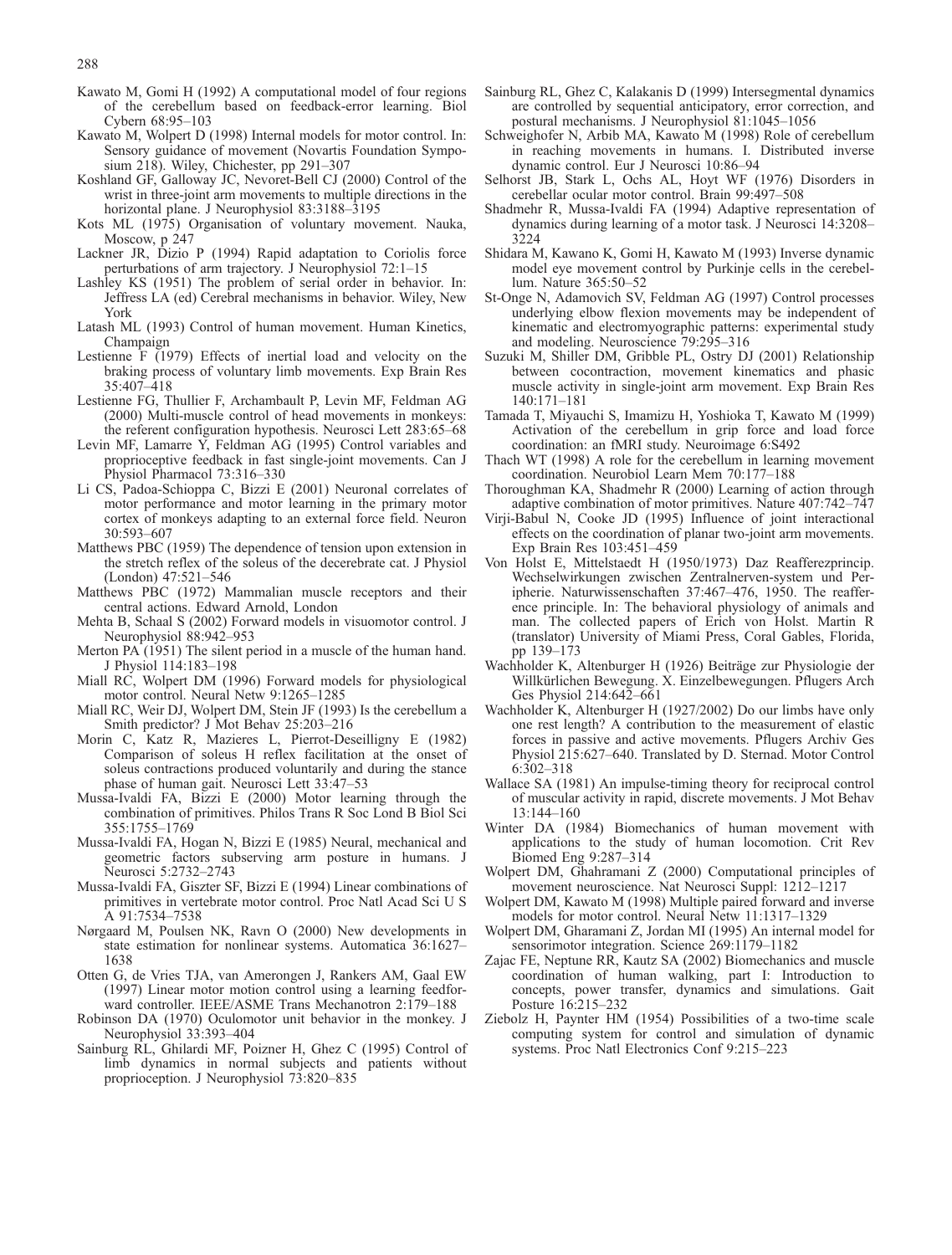Kawato M, Gomi H (1992) A computational model of four regions of the cerebellum based on feedback-error learning. Biol Cybern 68:95–103

Kawato M, Wolpert D (1998) Internal models for motor control. In: Sensory guidance of movement (Novartis Foundation Symposium 218). Wiley, Chichester, pp 291–307

Koshland GF, Galloway JC, Nevoret-Bell CJ (2000) Control of the wrist in three-joint arm movements to multiple directions in the horizontal plane. J Neurophysiol 83:3188–3195

Kots ML (1975) Organisation of voluntary movement. Nauka, Moscow, p 247

Lackner JR, Dizio P (1994) Rapid adaptation to Coriolis force perturbations of arm trajectory. J Neurophysiol 72:1–15

Lashley KS (1951) The problem of serial order in behavior. In: Jeffress LA (ed) Cerebral mechanisms in behavior. Wiley, New York

Latash ML (1993) Control of human movement. Human Kinetics, Champaign

Lestienne F (1979) Effects of inertial load and velocity on the braking process of voluntary limb movements. Exp Brain Res 35:407–418

Lestienne FG, Thullier F, Archambault P, Levin MF, Feldman AG (2000) Multi-muscle control of head movements in monkeys: the referent configuration hypothesis. Neurosci Lett 283:65–68

Levin MF, Lamarre Y, Feldman AG (1995) Control variables and proprioceptive feedback in fast single-joint movements. Can J Physiol Pharmacol 73:316–330

Li CS, Padoa-Schioppa C, Bizzi E (2001) Neuronal correlates of motor performance and motor learning in the primary motor cortex of monkeys adapting to an external force field. Neuron 30:593–607

Matthews PBC (1959) The dependence of tension upon extension in the stretch reflex of the soleus of the decerebrate cat. J Physiol (London) 47:521–546

Matthews PBC (1972) Mammalian muscle receptors and their central actions. Edward Arnold, London

Mehta B, Schaal S (2002) Forward models in visuomotor control. J Neurophysiol 88:942–953

Merton PA (1951) The silent period in a muscle of the human hand. J Physiol 114:183–198

Miall RC, Wolpert DM (1996) Forward models for physiological motor control. Neural Netw 9:1265–1285

Miall RC, Weir DJ, Wolpert DM, Stein JF (1993) Is the cerebellum a Smith predictor? J Mot Behav 25:203–216

Morin C, Katz R, Mazieres L, Pierrot-Deseilligny E (1982) Comparison of soleus H reflex facilitation at the onset of soleus contractions produced voluntarily and during the stance phase of human gait. Neurosci Lett 33:47–53

Mussa-Ivaldi FA, Bizzi E (2000) Motor learning through the combination of primitives. Philos Trans R Soc Lond B Biol Sci 355:1755–1769

Mussa-Ivaldi FA, Hogan N, Bizzi E (1985) Neural, mechanical and geometric factors subserving arm posture in humans. J Neurosci 5:2732–2743

Mussa-Ivaldi FA, Giszter SF, Bizzi E (1994) Linear combinations of primitives in vertebrate motor control. Proc Natl Acad Sci U S A 91:7534–7538

Nørgaard M, Poulsen NK, Ravn O (2000) New developments in state estimation for nonlinear systems. Automatica 36:1627–1638

Otten G, de Vries TJA, van Amerongen J, Rankers AM, Gaal EW (1997) Linear motor motion control using a learning feedforward controller. IEEE/ASME Trans Mechanotron 2:179–188

Robinson DA (1970) Oculomotor unit behavior in the monkey. J Neurophysiol 33:393–404

Sainburg RL, Ghilardi MF, Poizner H, Ghez C (1995) Control of limb dynamics in normal subjects and patients without proprioception. J Neurophysiol 73:820–835

Sainburg RL, Ghez C, Kalakanis D (1999) Intersegmental dynamics are controlled by sequential anticipatory, error correction, and postural mechanisms. J Neurophysiol 81:1045–1056

Schweighofer N, Arbib MA, Kawato M (1998) Role of cerebellum in reaching movements in humans. I. Distributed inverse dynamic control. Eur J Neurosci 10:86–94

Selhorst JB, Stark L, Ochs AL, Hoyt WF (1976) Disorders in cerebellar ocular motor control. Brain 99:497–508

Shadmehr R, Mussa-Ivaldi FA (1994) Adaptive representation of dynamics during learning of a motor task. J Neurosci 14:3208–3224

Shidara M, Kawano K, Gomi H, Kawato M (1993) Inverse dynamic model eye movement control by Purkinje cells in the cerebellum. Nature 365:50–52

St-Onge N, Adamovich SV, Feldman AG (1997) Control processes underlying elbow flexion movements may be independent of kinematic and electromyographic patterns: experimental study and modeling. Neuroscience 79:295–316

Suzuki M, Shiller DM, Gribble PL, Ostry DJ (2001) Relationship between cocontraction, movement kinematics and phasic muscle activity in single-joint arm movement. Exp Brain Res 140:171–181

Tamada T, Miyauchi S, Imamizu H, Yoshioka T, Kawato M (1999) Activation of the cerebellum in grip force and load force coordination: an fMRI study. Neuroimage 6:S492

Thach WT (1998) A role for the cerebellum in learning movement coordination. Neurobiol Learn Mem 70:177–188

Thoroughman KA, Shadmehr R (2000) Learning of action through adaptive combination of motor primitives. Nature 407:742–747

Virji-Babul N, Cooke JD (1995) Influence of joint interactional effects on the coordination of planar two-joint arm movements. Exp Brain Res 103:451–459

Von Holst E, Mittelstaedt H (1950/1973) Daz Reafferezprinzip. Wechselwirkungen zwischen Zentralnerven-system und Peripherie. Naturwissenschaften 37:467–476, 1950. The reafference principle. In: The behavioral physiology of animals and man. The collected papers of Erich von Holst. Martin R (translator) University of Miami Press, Coral Gables, Florida, pp 139–173

Wachholder K, Altenburger H (1926) Beiträge zur Physiologie der Willkürlichen Bewegung. X. Einzelbewegungen. Pflugers Arch Ges Physiol 214:642–661

Wachholder K, Altenburger H (1927/2002) Do our limbs have only one rest length? A contribution to the measurement of elastic forces in passive and active movements. Pflugers Archiv Ges Physiol 215:627–640. Translated by D. Sternad. Motor Control 6:302–318

Wallace SA (1981) An impulse-timing theory for reciprocal control of muscular activity in rapid, discrete movements. J Mot Behav 13:144–160

Winter DA (1984) Biomechanics of human movement with applications to the study of human locomotion. Crit Rev Biomed Eng 9:287–314

Wolpert DM, Ghahramani Z (2000) Computational principles of movement neuroscience. Nat Neurosci Suppl: 1212–1217

Wolpert DM, Kawato M (1998) Multiple paired forward and inverse models for motor control. Neural Netw 11:1317–1329

Wolpert DM, Gharamani Z, Jordan MI (1995) An internal model for sensorimotor integration. Science 269:1179–1182

Zajac FE, Neptune RR, Kautz SA (2002) Biomechanics and muscle coordination of human walking, part I: Introduction to concepts, power transfer, dynamics and simulations. Gait Posture 16:215–232

Ziebolz H, Paynter HM (1954) Possibilities of a two-time scale computing system for control and simulation of dynamic systems. Proc Natl Electronics Conf 9:215–223